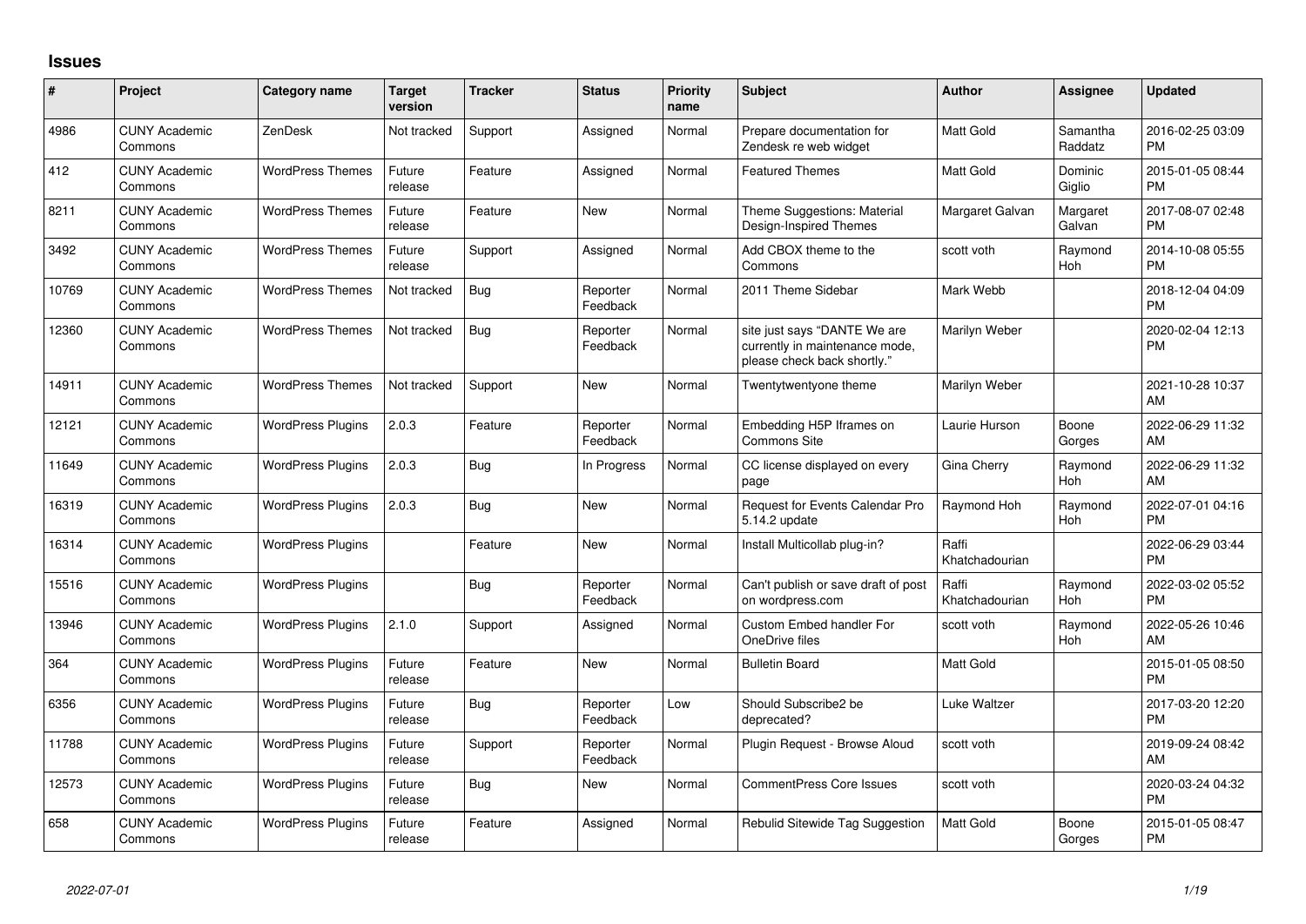# Issues

| # | Project | Category name | Target version | Tracker | Status | Priority name | Subject | Author | Assignee | Updated |
|---|---|---|---|---|---|---|---|---|---|---|
| 4986 | CUNY Academic Commons | ZenDesk | Not tracked | Support | Assigned | Normal | Prepare documentation for Zendesk re web widget | Matt Gold | Samantha Raddatz | 2016-02-25 03:09 PM |
| 412 | CUNY Academic Commons | WordPress Themes | Future release | Feature | Assigned | Normal | Featured Themes | Matt Gold | Dominic Giglio | 2015-01-05 08:44 PM |
| 8211 | CUNY Academic Commons | WordPress Themes | Future release | Feature | New | Normal | Theme Suggestions: Material Design-Inspired Themes | Margaret Galvan | Margaret Galvan | 2017-08-07 02:48 PM |
| 3492 | CUNY Academic Commons | WordPress Themes | Future release | Support | Assigned | Normal | Add CBOX theme to the Commons | scott voth | Raymond Hoh | 2014-10-08 05:55 PM |
| 10769 | CUNY Academic Commons | WordPress Themes | Not tracked | Bug | Reporter Feedback | Normal | 2011 Theme Sidebar | Mark Webb | | 2018-12-04 04:09 PM |
| 12360 | CUNY Academic Commons | WordPress Themes | Not tracked | Bug | Reporter Feedback | Normal | site just says "DANTE We are currently in maintenance mode, please check back shortly." | Marilyn Weber | | 2020-02-04 12:13 PM |
| 14911 | CUNY Academic Commons | WordPress Themes | Not tracked | Support | New | Normal | Twentytwentyone theme | Marilyn Weber | | 2021-10-28 10:37 AM |
| 12121 | CUNY Academic Commons | WordPress Plugins | 2.0.3 | Feature | Reporter Feedback | Normal | Embedding H5P Iframes on Commons Site | Laurie Hurson | Boone Gorges | 2022-06-29 11:32 AM |
| 11649 | CUNY Academic Commons | WordPress Plugins | 2.0.3 | Bug | In Progress | Normal | CC license displayed on every page | Gina Cherry | Raymond Hoh | 2022-06-29 11:32 AM |
| 16319 | CUNY Academic Commons | WordPress Plugins | 2.0.3 | Bug | New | Normal | Request for Events Calendar Pro 5.14.2 update | Raymond Hoh | Raymond Hoh | 2022-07-01 04:16 PM |
| 16314 | CUNY Academic Commons | WordPress Plugins | | Feature | New | Normal | Install Multicollab plug-in? | Raffi Khatchadourian | | 2022-06-29 03:44 PM |
| 15516 | CUNY Academic Commons | WordPress Plugins | | Bug | Reporter Feedback | Normal | Can't publish or save draft of post on wordpress.com | Raffi Khatchadourian | Raymond Hoh | 2022-03-02 05:52 PM |
| 13946 | CUNY Academic Commons | WordPress Plugins | 2.1.0 | Support | Assigned | Normal | Custom Embed handler For OneDrive files | scott voth | Raymond Hoh | 2022-05-26 10:46 AM |
| 364 | CUNY Academic Commons | WordPress Plugins | Future release | Feature | New | Normal | Bulletin Board | Matt Gold | | 2015-01-05 08:50 PM |
| 6356 | CUNY Academic Commons | WordPress Plugins | Future release | Bug | Reporter Feedback | Low | Should Subscribe2 be deprecated? | Luke Waltzer | | 2017-03-20 12:20 PM |
| 11788 | CUNY Academic Commons | WordPress Plugins | Future release | Support | Reporter Feedback | Normal | Plugin Request - Browse Aloud | scott voth | | 2019-09-24 08:42 AM |
| 12573 | CUNY Academic Commons | WordPress Plugins | Future release | Bug | New | Normal | CommentPress Core Issues | scott voth | | 2020-03-24 04:32 PM |
| 658 | CUNY Academic Commons | WordPress Plugins | Future release | Feature | Assigned | Normal | Rebulid Sitewide Tag Suggestion | Matt Gold | Boone Gorges | 2015-01-05 08:47 PM |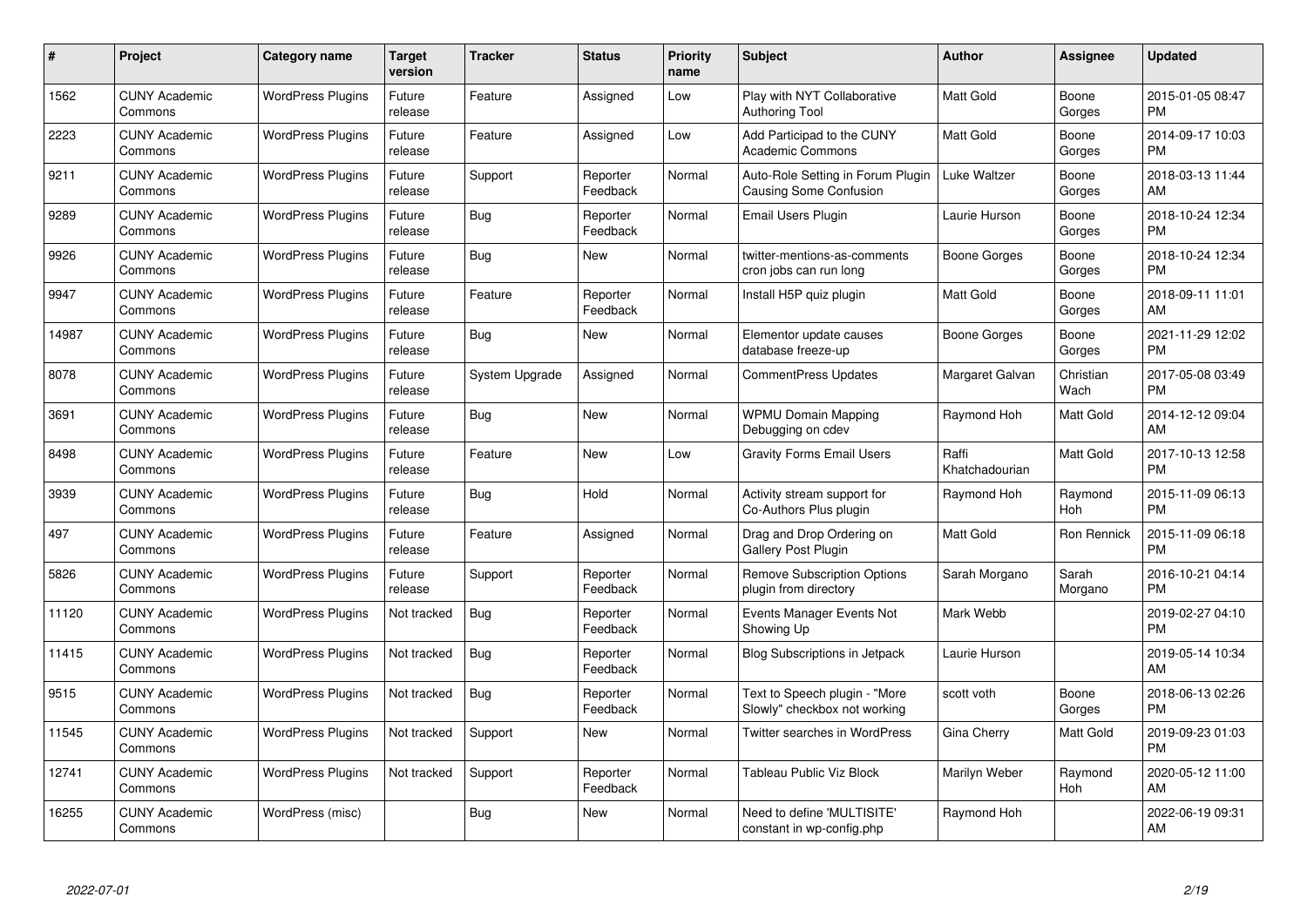| # | Project | Category name | Target version | Tracker | Status | Priority name | Subject | Author | Assignee | Updated |
|---|---|---|---|---|---|---|---|---|---|---|
| 1562 | CUNY Academic Commons | WordPress Plugins | Future release | Feature | Assigned | Low | Play with NYT Collaborative Authoring Tool | Matt Gold | Boone Gorges | 2015-01-05 08:47 PM |
| 2223 | CUNY Academic Commons | WordPress Plugins | Future release | Feature | Assigned | Low | Add Participad to the CUNY Academic Commons | Matt Gold | Boone Gorges | 2014-09-17 10:03 PM |
| 9211 | CUNY Academic Commons | WordPress Plugins | Future release | Support | Reporter Feedback | Normal | Auto-Role Setting in Forum Plugin Causing Some Confusion | Luke Waltzer | Boone Gorges | 2018-03-13 11:44 AM |
| 9289 | CUNY Academic Commons | WordPress Plugins | Future release | Bug | Reporter Feedback | Normal | Email Users Plugin | Laurie Hurson | Boone Gorges | 2018-10-24 12:34 PM |
| 9926 | CUNY Academic Commons | WordPress Plugins | Future release | Bug | New | Normal | twitter-mentions-as-comments cron jobs can run long | Boone Gorges | Boone Gorges | 2018-10-24 12:34 PM |
| 9947 | CUNY Academic Commons | WordPress Plugins | Future release | Feature | Reporter Feedback | Normal | Install H5P quiz plugin | Matt Gold | Boone Gorges | 2018-09-11 11:01 AM |
| 14987 | CUNY Academic Commons | WordPress Plugins | Future release | Bug | New | Normal | Elementor update causes database freeze-up | Boone Gorges | Boone Gorges | 2021-11-29 12:02 PM |
| 8078 | CUNY Academic Commons | WordPress Plugins | Future release | System Upgrade | Assigned | Normal | CommentPress Updates | Margaret Galvan | Christian Wach | 2017-05-08 03:49 PM |
| 3691 | CUNY Academic Commons | WordPress Plugins | Future release | Bug | New | Normal | WPMU Domain Mapping Debugging on cdev | Raymond Hoh | Matt Gold | 2014-12-12 09:04 AM |
| 8498 | CUNY Academic Commons | WordPress Plugins | Future release | Feature | New | Low | Gravity Forms Email Users | Raffi Khatchadourian | Matt Gold | 2017-10-13 12:58 PM |
| 3939 | CUNY Academic Commons | WordPress Plugins | Future release | Bug | Hold | Normal | Activity stream support for Co-Authors Plus plugin | Raymond Hoh | Raymond Hoh | 2015-11-09 06:13 PM |
| 497 | CUNY Academic Commons | WordPress Plugins | Future release | Feature | Assigned | Normal | Drag and Drop Ordering on Gallery Post Plugin | Matt Gold | Ron Rennick | 2015-11-09 06:18 PM |
| 5826 | CUNY Academic Commons | WordPress Plugins | Future release | Support | Reporter Feedback | Normal | Remove Subscription Options plugin from directory | Sarah Morgano | Sarah Morgano | 2016-10-21 04:14 PM |
| 11120 | CUNY Academic Commons | WordPress Plugins | Not tracked | Bug | Reporter Feedback | Normal | Events Manager Events Not Showing Up | Mark Webb | | 2019-02-27 04:10 PM |
| 11415 | CUNY Academic Commons | WordPress Plugins | Not tracked | Bug | Reporter Feedback | Normal | Blog Subscriptions in Jetpack | Laurie Hurson | | 2019-05-14 10:34 AM |
| 9515 | CUNY Academic Commons | WordPress Plugins | Not tracked | Bug | Reporter Feedback | Normal | Text to Speech plugin - "More Slowly" checkbox not working | scott voth | Boone Gorges | 2018-06-13 02:26 PM |
| 11545 | CUNY Academic Commons | WordPress Plugins | Not tracked | Support | New | Normal | Twitter searches in WordPress | Gina Cherry | Matt Gold | 2019-09-23 01:03 PM |
| 12741 | CUNY Academic Commons | WordPress Plugins | Not tracked | Support | Reporter Feedback | Normal | Tableau Public Viz Block | Marilyn Weber | Raymond Hoh | 2020-05-12 11:00 AM |
| 16255 | CUNY Academic Commons | WordPress (misc) | | Bug | New | Normal | Need to define 'MULTISITE' constant in wp-config.php | Raymond Hoh | | 2022-06-19 09:31 AM |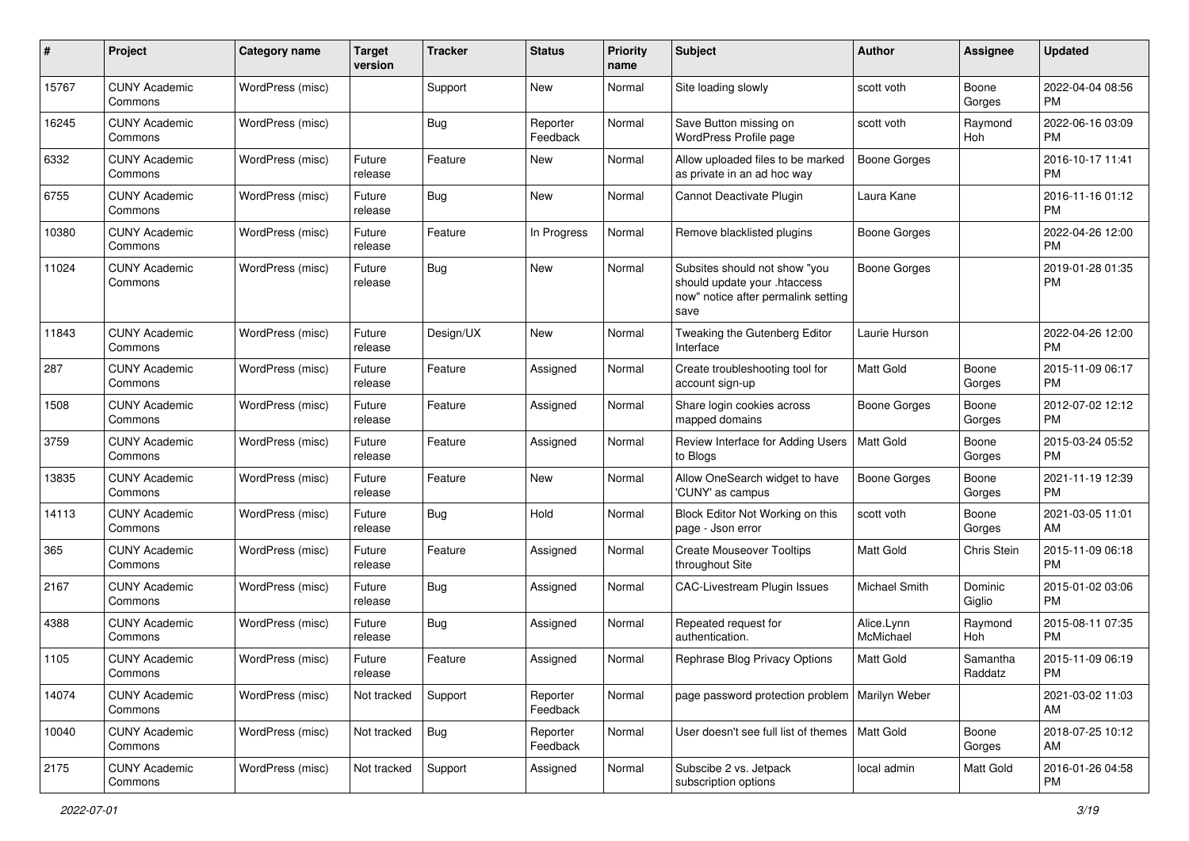| # | Project | Category name | Target version | Tracker | Status | Priority name | Subject | Author | Assignee | Updated |
|---|---|---|---|---|---|---|---|---|---|---|
| 15767 | CUNY Academic Commons | WordPress (misc) | | Support | New | Normal | Site loading slowly | scott voth | Boone Gorges | 2022-04-04 08:56 PM |
| 16245 | CUNY Academic Commons | WordPress (misc) | | Bug | Reporter Feedback | Normal | Save Button missing on WordPress Profile page | scott voth | Raymond Hoh | 2022-06-16 03:09 PM |
| 6332 | CUNY Academic Commons | WordPress (misc) | Future release | Feature | New | Normal | Allow uploaded files to be marked as private in an ad hoc way | Boone Gorges | | 2016-10-17 11:41 PM |
| 6755 | CUNY Academic Commons | WordPress (misc) | Future release | Bug | New | Normal | Cannot Deactivate Plugin | Laura Kane | | 2016-11-16 01:12 PM |
| 10380 | CUNY Academic Commons | WordPress (misc) | Future release | Feature | In Progress | Normal | Remove blacklisted plugins | Boone Gorges | | 2022-04-26 12:00 PM |
| 11024 | CUNY Academic Commons | WordPress (misc) | Future release | Bug | New | Normal | Subsites should not show "you should update your .htaccess now" notice after permalink setting save | Boone Gorges | | 2019-01-28 01:35 PM |
| 11843 | CUNY Academic Commons | WordPress (misc) | Future release | Design/UX | New | Normal | Tweaking the Gutenberg Editor Interface | Laurie Hurson | | 2022-04-26 12:00 PM |
| 287 | CUNY Academic Commons | WordPress (misc) | Future release | Feature | Assigned | Normal | Create troubleshooting tool for account sign-up | Matt Gold | Boone Gorges | 2015-11-09 06:17 PM |
| 1508 | CUNY Academic Commons | WordPress (misc) | Future release | Feature | Assigned | Normal | Share login cookies across mapped domains | Boone Gorges | Boone Gorges | 2012-07-02 12:12 PM |
| 3759 | CUNY Academic Commons | WordPress (misc) | Future release | Feature | Assigned | Normal | Review Interface for Adding Users to Blogs | Matt Gold | Boone Gorges | 2015-03-24 05:52 PM |
| 13835 | CUNY Academic Commons | WordPress (misc) | Future release | Feature | New | Normal | Allow OneSearch widget to have 'CUNY' as campus | Boone Gorges | Boone Gorges | 2021-11-19 12:39 PM |
| 14113 | CUNY Academic Commons | WordPress (misc) | Future release | Bug | Hold | Normal | Block Editor Not Working on this page - Json error | scott voth | Boone Gorges | 2021-03-05 11:01 AM |
| 365 | CUNY Academic Commons | WordPress (misc) | Future release | Feature | Assigned | Normal | Create Mouseover Tooltips throughout Site | Matt Gold | Chris Stein | 2015-11-09 06:18 PM |
| 2167 | CUNY Academic Commons | WordPress (misc) | Future release | Bug | Assigned | Normal | CAC-Livestream Plugin Issues | Michael Smith | Dominic Giglio | 2015-01-02 03:06 PM |
| 4388 | CUNY Academic Commons | WordPress (misc) | Future release | Bug | Assigned | Normal | Repeated request for authentication. | Alice.Lynn McMichael | Raymond Hoh | 2015-08-11 07:35 PM |
| 1105 | CUNY Academic Commons | WordPress (misc) | Future release | Feature | Assigned | Normal | Rephrase Blog Privacy Options | Matt Gold | Samantha Raddatz | 2015-11-09 06:19 PM |
| 14074 | CUNY Academic Commons | WordPress (misc) | Not tracked | Support | Reporter Feedback | Normal | page password protection problem | Marilyn Weber | | 2021-03-02 11:03 AM |
| 10040 | CUNY Academic Commons | WordPress (misc) | Not tracked | Bug | Reporter Feedback | Normal | User doesn't see full list of themes | Matt Gold | Boone Gorges | 2018-07-25 10:12 AM |
| 2175 | CUNY Academic Commons | WordPress (misc) | Not tracked | Support | Assigned | Normal | Subscibe 2 vs. Jetpack subscription options | local admin | Matt Gold | 2016-01-26 04:58 PM |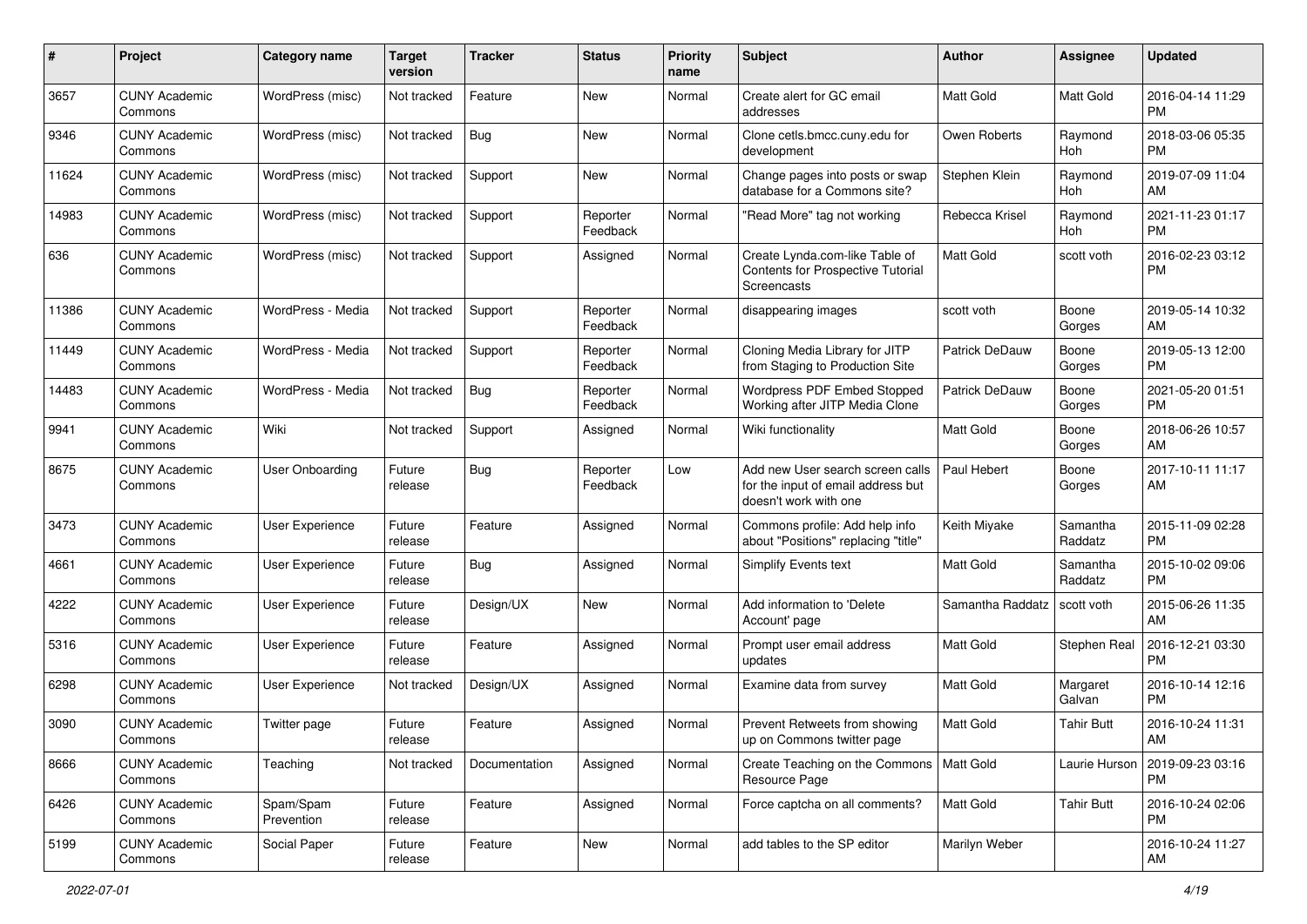| # | Project | Category name | Target version | Tracker | Status | Priority name | Subject | Author | Assignee | Updated |
|---|---|---|---|---|---|---|---|---|---|---|
| 3657 | CUNY Academic Commons | WordPress (misc) | Not tracked | Feature | New | Normal | Create alert for GC email addresses | Matt Gold | Matt Gold | 2016-04-14 11:29 PM |
| 9346 | CUNY Academic Commons | WordPress (misc) | Not tracked | Bug | New | Normal | Clone cetls.bmcc.cuny.edu for development | Owen Roberts | Raymond Hoh | 2018-03-06 05:35 PM |
| 11624 | CUNY Academic Commons | WordPress (misc) | Not tracked | Support | New | Normal | Change pages into posts or swap database for a Commons site? | Stephen Klein | Raymond Hoh | 2019-07-09 11:04 AM |
| 14983 | CUNY Academic Commons | WordPress (misc) | Not tracked | Support | Reporter Feedback | Normal | "Read More" tag not working | Rebecca Krisel | Raymond Hoh | 2021-11-23 01:17 PM |
| 636 | CUNY Academic Commons | WordPress (misc) | Not tracked | Support | Assigned | Normal | Create Lynda.com-like Table of Contents for Prospective Tutorial Screencasts | Matt Gold | scott voth | 2016-02-23 03:12 PM |
| 11386 | CUNY Academic Commons | WordPress - Media | Not tracked | Support | Reporter Feedback | Normal | disappearing images | scott voth | Boone Gorges | 2019-05-14 10:32 AM |
| 11449 | CUNY Academic Commons | WordPress - Media | Not tracked | Support | Reporter Feedback | Normal | Cloning Media Library for JITP from Staging to Production Site | Patrick DeDauw | Boone Gorges | 2019-05-13 12:00 PM |
| 14483 | CUNY Academic Commons | WordPress - Media | Not tracked | Bug | Reporter Feedback | Normal | Wordpress PDF Embed Stopped Working after JITP Media Clone | Patrick DeDauw | Boone Gorges | 2021-05-20 01:51 PM |
| 9941 | CUNY Academic Commons | Wiki | Not tracked | Support | Assigned | Normal | Wiki functionality | Matt Gold | Boone Gorges | 2018-06-26 10:57 AM |
| 8675 | CUNY Academic Commons | User Onboarding | Future release | Bug | Reporter Feedback | Low | Add new User search screen calls for the input of email address but doesn't work with one | Paul Hebert | Boone Gorges | 2017-10-11 11:17 AM |
| 3473 | CUNY Academic Commons | User Experience | Future release | Feature | Assigned | Normal | Commons profile: Add help info about "Positions" replacing "title" | Keith Miyake | Samantha Raddatz | 2015-11-09 02:28 PM |
| 4661 | CUNY Academic Commons | User Experience | Future release | Bug | Assigned | Normal | Simplify Events text | Matt Gold | Samantha Raddatz | 2015-10-02 09:06 PM |
| 4222 | CUNY Academic Commons | User Experience | Future release | Design/UX | New | Normal | Add information to 'Delete Account' page | Samantha Raddatz | scott voth | 2015-06-26 11:35 AM |
| 5316 | CUNY Academic Commons | User Experience | Future release | Feature | Assigned | Normal | Prompt user email address updates | Matt Gold | Stephen Real | 2016-12-21 03:30 PM |
| 6298 | CUNY Academic Commons | User Experience | Not tracked | Design/UX | Assigned | Normal | Examine data from survey | Matt Gold | Margaret Galvan | 2016-10-14 12:16 PM |
| 3090 | CUNY Academic Commons | Twitter page | Future release | Feature | Assigned | Normal | Prevent Retweets from showing up on Commons twitter page | Matt Gold | Tahir Butt | 2016-10-24 11:31 AM |
| 8666 | CUNY Academic Commons | Teaching | Not tracked | Documentation | Assigned | Normal | Create Teaching on the Commons Resource Page | Matt Gold | Laurie Hurson | 2019-09-23 03:16 PM |
| 6426 | CUNY Academic Commons | Spam/Spam Prevention | Future release | Feature | Assigned | Normal | Force captcha on all comments? | Matt Gold | Tahir Butt | 2016-10-24 02:06 PM |
| 5199 | CUNY Academic Commons | Social Paper | Future release | Feature | New | Normal | add tables to the SP editor | Marilyn Weber | | 2016-10-24 11:27 AM |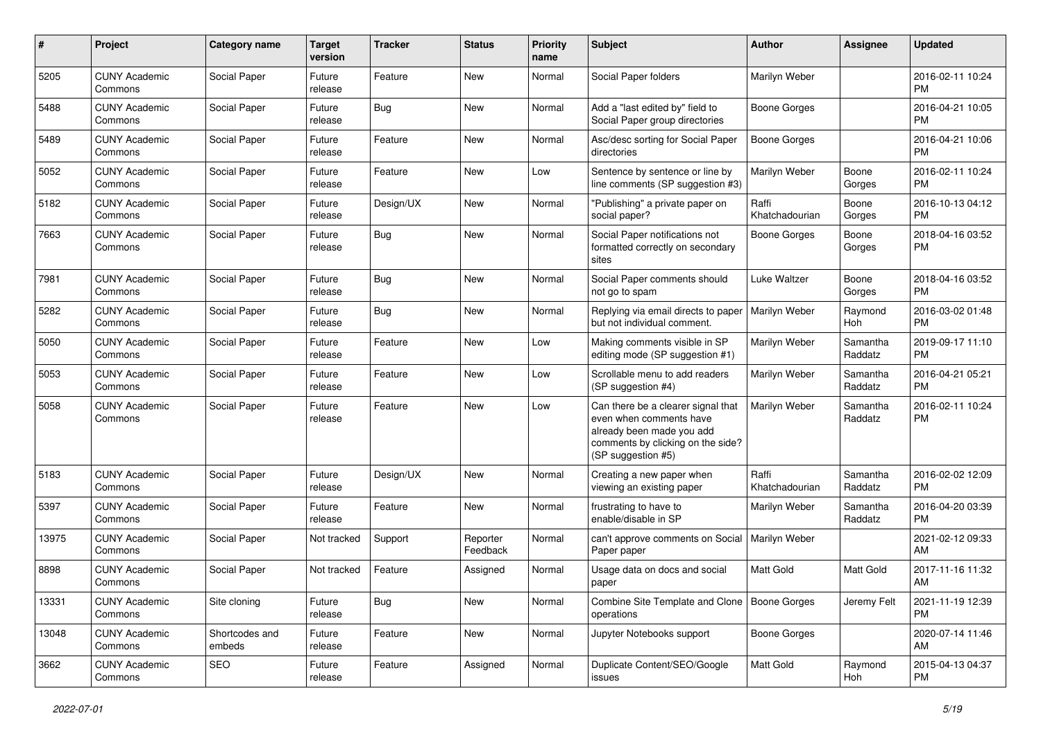| # | Project | Category name | Target version | Tracker | Status | Priority name | Subject | Author | Assignee | Updated |
|---|---|---|---|---|---|---|---|---|---|---|
| 5205 | CUNY Academic Commons | Social Paper | Future release | Feature | New | Normal | Social Paper folders | Marilyn Weber | | 2016-02-11 10:24 PM |
| 5488 | CUNY Academic Commons | Social Paper | Future release | Bug | New | Normal | Add a "last edited by" field to Social Paper group directories | Boone Gorges | | 2016-04-21 10:05 PM |
| 5489 | CUNY Academic Commons | Social Paper | Future release | Feature | New | Normal | Asc/desc sorting for Social Paper directories | Boone Gorges | | 2016-04-21 10:06 PM |
| 5052 | CUNY Academic Commons | Social Paper | Future release | Feature | New | Low | Sentence by sentence or line by line comments (SP suggestion #3) | Marilyn Weber | Boone Gorges | 2016-02-11 10:24 PM |
| 5182 | CUNY Academic Commons | Social Paper | Future release | Design/UX | New | Normal | "Publishing" a private paper on social paper? | Raffi Khatchadourian | Boone Gorges | 2016-10-13 04:12 PM |
| 7663 | CUNY Academic Commons | Social Paper | Future release | Bug | New | Normal | Social Paper notifications not formatted correctly on secondary sites | Boone Gorges | Boone Gorges | 2018-04-16 03:52 PM |
| 7981 | CUNY Academic Commons | Social Paper | Future release | Bug | New | Normal | Social Paper comments should not go to spam | Luke Waltzer | Boone Gorges | 2018-04-16 03:52 PM |
| 5282 | CUNY Academic Commons | Social Paper | Future release | Bug | New | Normal | Replying via email directs to paper but not individual comment. | Marilyn Weber | Raymond Hoh | 2016-03-02 01:48 PM |
| 5050 | CUNY Academic Commons | Social Paper | Future release | Feature | New | Low | Making comments visible in SP editing mode (SP suggestion #1) | Marilyn Weber | Samantha Raddatz | 2019-09-17 11:10 PM |
| 5053 | CUNY Academic Commons | Social Paper | Future release | Feature | New | Low | Scrollable menu to add readers (SP suggestion #4) | Marilyn Weber | Samantha Raddatz | 2016-04-21 05:21 PM |
| 5058 | CUNY Academic Commons | Social Paper | Future release | Feature | New | Low | Can there be a clearer signal that even when comments have already been made you add comments by clicking on the side? (SP suggestion #5) | Marilyn Weber | Samantha Raddatz | 2016-02-11 10:24 PM |
| 5183 | CUNY Academic Commons | Social Paper | Future release | Design/UX | New | Normal | Creating a new paper when viewing an existing paper | Raffi Khatchadourian | Samantha Raddatz | 2016-02-02 12:09 PM |
| 5397 | CUNY Academic Commons | Social Paper | Future release | Feature | New | Normal | frustrating to have to enable/disable in SP | Marilyn Weber | Samantha Raddatz | 2016-04-20 03:39 PM |
| 13975 | CUNY Academic Commons | Social Paper | Not tracked | Support | Reporter Feedback | Normal | can't approve comments on Social Paper paper | Marilyn Weber | | 2021-02-12 09:33 AM |
| 8898 | CUNY Academic Commons | Social Paper | Not tracked | Feature | Assigned | Normal | Usage data on docs and social paper | Matt Gold | Matt Gold | 2017-11-16 11:32 AM |
| 13331 | CUNY Academic Commons | Site cloning | Future release | Bug | New | Normal | Combine Site Template and Clone operations | Boone Gorges | Jeremy Felt | 2021-11-19 12:39 PM |
| 13048 | CUNY Academic Commons | Shortcodes and embeds | Future release | Feature | New | Normal | Jupyter Notebooks support | Boone Gorges | | 2020-07-14 11:46 AM |
| 3662 | CUNY Academic Commons | SEO | Future release | Feature | Assigned | Normal | Duplicate Content/SEO/Google issues | Matt Gold | Raymond Hoh | 2015-04-13 04:37 PM |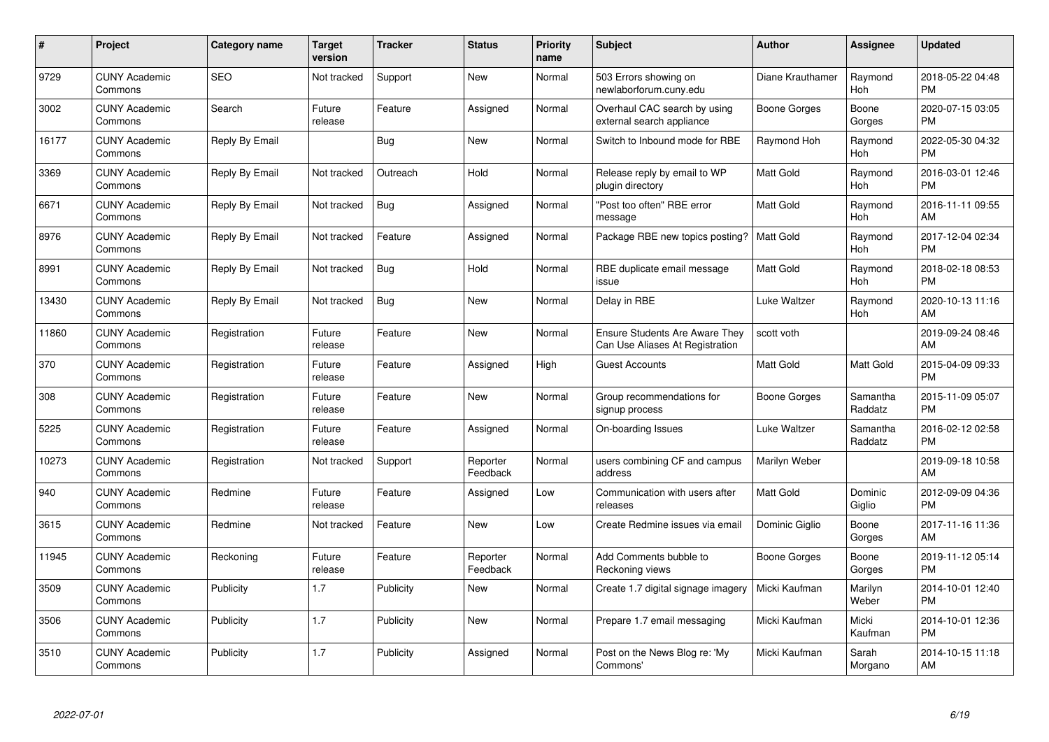| # | Project | Category name | Target version | Tracker | Status | Priority name | Subject | Author | Assignee | Updated |
|---|---|---|---|---|---|---|---|---|---|---|
| 9729 | CUNY Academic Commons | SEO | Not tracked | Support | New | Normal | 503 Errors showing on newlaborforum.cuny.edu | Diane Krauthamer | Raymond Hoh | 2018-05-22 04:48 PM |
| 3002 | CUNY Academic Commons | Search | Future release | Feature | Assigned | Normal | Overhaul CAC search by using external search appliance | Boone Gorges | Boone Gorges | 2020-07-15 03:05 PM |
| 16177 | CUNY Academic Commons | Reply By Email | | Bug | New | Normal | Switch to Inbound mode for RBE | Raymond Hoh | Raymond Hoh | 2022-05-30 04:32 PM |
| 3369 | CUNY Academic Commons | Reply By Email | Not tracked | Outreach | Hold | Normal | Release reply by email to WP plugin directory | Matt Gold | Raymond Hoh | 2016-03-01 12:46 PM |
| 6671 | CUNY Academic Commons | Reply By Email | Not tracked | Bug | Assigned | Normal | "Post too often" RBE error message | Matt Gold | Raymond Hoh | 2016-11-11 09:55 AM |
| 8976 | CUNY Academic Commons | Reply By Email | Not tracked | Feature | Assigned | Normal | Package RBE new topics posting? | Matt Gold | Raymond Hoh | 2017-12-04 02:34 PM |
| 8991 | CUNY Academic Commons | Reply By Email | Not tracked | Bug | Hold | Normal | RBE duplicate email message issue | Matt Gold | Raymond Hoh | 2018-02-18 08:53 PM |
| 13430 | CUNY Academic Commons | Reply By Email | Not tracked | Bug | New | Normal | Delay in RBE | Luke Waltzer | Raymond Hoh | 2020-10-13 11:16 AM |
| 11860 | CUNY Academic Commons | Registration | Future release | Feature | New | Normal | Ensure Students Are Aware They Can Use Aliases At Registration | scott voth | | 2019-09-24 08:46 AM |
| 370 | CUNY Academic Commons | Registration | Future release | Feature | Assigned | High | Guest Accounts | Matt Gold | Matt Gold | 2015-04-09 09:33 PM |
| 308 | CUNY Academic Commons | Registration | Future release | Feature | New | Normal | Group recommendations for signup process | Boone Gorges | Samantha Raddatz | 2015-11-09 05:07 PM |
| 5225 | CUNY Academic Commons | Registration | Future release | Feature | Assigned | Normal | On-boarding Issues | Luke Waltzer | Samantha Raddatz | 2016-02-12 02:58 PM |
| 10273 | CUNY Academic Commons | Registration | Not tracked | Support | Reporter Feedback | Normal | users combining CF and campus address | Marilyn Weber | | 2019-09-18 10:58 AM |
| 940 | CUNY Academic Commons | Redmine | Future release | Feature | Assigned | Low | Communication with users after releases | Matt Gold | Dominic Giglio | 2012-09-09 04:36 PM |
| 3615 | CUNY Academic Commons | Redmine | Not tracked | Feature | New | Low | Create Redmine issues via email | Dominic Giglio | Boone Gorges | 2017-11-16 11:36 AM |
| 11945 | CUNY Academic Commons | Reckoning | Future release | Feature | Reporter Feedback | Normal | Add Comments bubble to Reckoning views | Boone Gorges | Boone Gorges | 2019-11-12 05:14 PM |
| 3509 | CUNY Academic Commons | Publicity | 1.7 | Publicity | New | Normal | Create 1.7 digital signage imagery | Micki Kaufman | Marilyn Weber | 2014-10-01 12:40 PM |
| 3506 | CUNY Academic Commons | Publicity | 1.7 | Publicity | New | Normal | Prepare 1.7 email messaging | Micki Kaufman | Micki Kaufman | 2014-10-01 12:36 PM |
| 3510 | CUNY Academic Commons | Publicity | 1.7 | Publicity | Assigned | Normal | Post on the News Blog re: 'My Commons' | Micki Kaufman | Sarah Morgano | 2014-10-15 11:18 AM |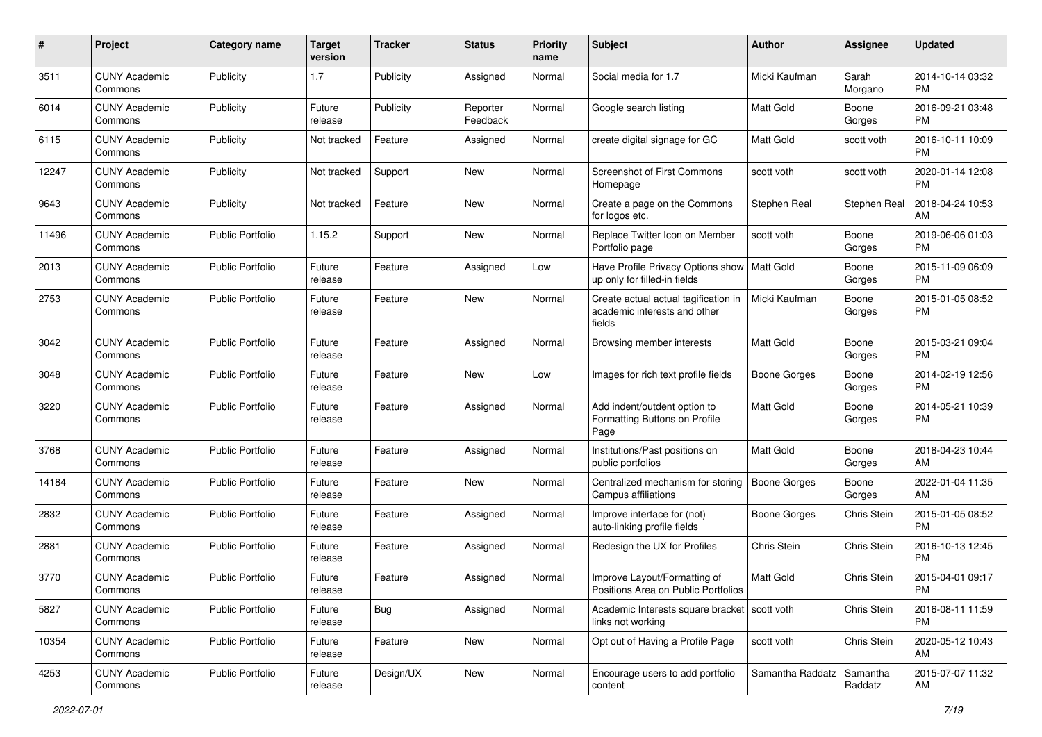| # | Project | Category name | Target version | Tracker | Status | Priority name | Subject | Author | Assignee | Updated |
|---|---|---|---|---|---|---|---|---|---|---|
| 3511 | CUNY Academic Commons | Publicity | 1.7 | Publicity | Assigned | Normal | Social media for 1.7 | Micki Kaufman | Sarah Morgano | 2014-10-14 03:32 PM |
| 6014 | CUNY Academic Commons | Publicity | Future release | Publicity | Reporter Feedback | Normal | Google search listing | Matt Gold | Boone Gorges | 2016-09-21 03:48 PM |
| 6115 | CUNY Academic Commons | Publicity | Not tracked | Feature | Assigned | Normal | create digital signage for GC | Matt Gold | scott voth | 2016-10-11 10:09 PM |
| 12247 | CUNY Academic Commons | Publicity | Not tracked | Support | New | Normal | Screenshot of First Commons Homepage | scott voth | scott voth | 2020-01-14 12:08 PM |
| 9643 | CUNY Academic Commons | Publicity | Not tracked | Feature | New | Normal | Create a page on the Commons for logos etc. | Stephen Real | Stephen Real | 2018-04-24 10:53 AM |
| 11496 | CUNY Academic Commons | Public Portfolio | 1.15.2 | Support | New | Normal | Replace Twitter Icon on Member Portfolio page | scott voth | Boone Gorges | 2019-06-06 01:03 PM |
| 2013 | CUNY Academic Commons | Public Portfolio | Future release | Feature | Assigned | Low | Have Profile Privacy Options show up only for filled-in fields | Matt Gold | Boone Gorges | 2015-11-09 06:09 PM |
| 2753 | CUNY Academic Commons | Public Portfolio | Future release | Feature | New | Normal | Create actual actual tagification in academic interests and other fields | Micki Kaufman | Boone Gorges | 2015-01-05 08:52 PM |
| 3042 | CUNY Academic Commons | Public Portfolio | Future release | Feature | Assigned | Normal | Browsing member interests | Matt Gold | Boone Gorges | 2015-03-21 09:04 PM |
| 3048 | CUNY Academic Commons | Public Portfolio | Future release | Feature | New | Low | Images for rich text profile fields | Boone Gorges | Boone Gorges | 2014-02-19 12:56 PM |
| 3220 | CUNY Academic Commons | Public Portfolio | Future release | Feature | Assigned | Normal | Add indent/outdent option to Formatting Buttons on Profile Page | Matt Gold | Boone Gorges | 2014-05-21 10:39 PM |
| 3768 | CUNY Academic Commons | Public Portfolio | Future release | Feature | Assigned | Normal | Institutions/Past positions on public portfolios | Matt Gold | Boone Gorges | 2018-04-23 10:44 AM |
| 14184 | CUNY Academic Commons | Public Portfolio | Future release | Feature | New | Normal | Centralized mechanism for storing Campus affiliations | Boone Gorges | Boone Gorges | 2022-01-04 11:35 AM |
| 2832 | CUNY Academic Commons | Public Portfolio | Future release | Feature | Assigned | Normal | Improve interface for (not) auto-linking profile fields | Boone Gorges | Chris Stein | 2015-01-05 08:52 PM |
| 2881 | CUNY Academic Commons | Public Portfolio | Future release | Feature | Assigned | Normal | Redesign the UX for Profiles | Chris Stein | Chris Stein | 2016-10-13 12:45 PM |
| 3770 | CUNY Academic Commons | Public Portfolio | Future release | Feature | Assigned | Normal | Improve Layout/Formatting of Positions Area on Public Portfolios | Matt Gold | Chris Stein | 2015-04-01 09:17 PM |
| 5827 | CUNY Academic Commons | Public Portfolio | Future release | Bug | Assigned | Normal | Academic Interests square bracket links not working | scott voth | Chris Stein | 2016-08-11 11:59 PM |
| 10354 | CUNY Academic Commons | Public Portfolio | Future release | Feature | New | Normal | Opt out of Having a Profile Page | scott voth | Chris Stein | 2020-05-12 10:43 AM |
| 4253 | CUNY Academic Commons | Public Portfolio | Future release | Design/UX | New | Normal | Encourage users to add portfolio content | Samantha Raddatz | Samantha Raddatz | 2015-07-07 11:32 AM |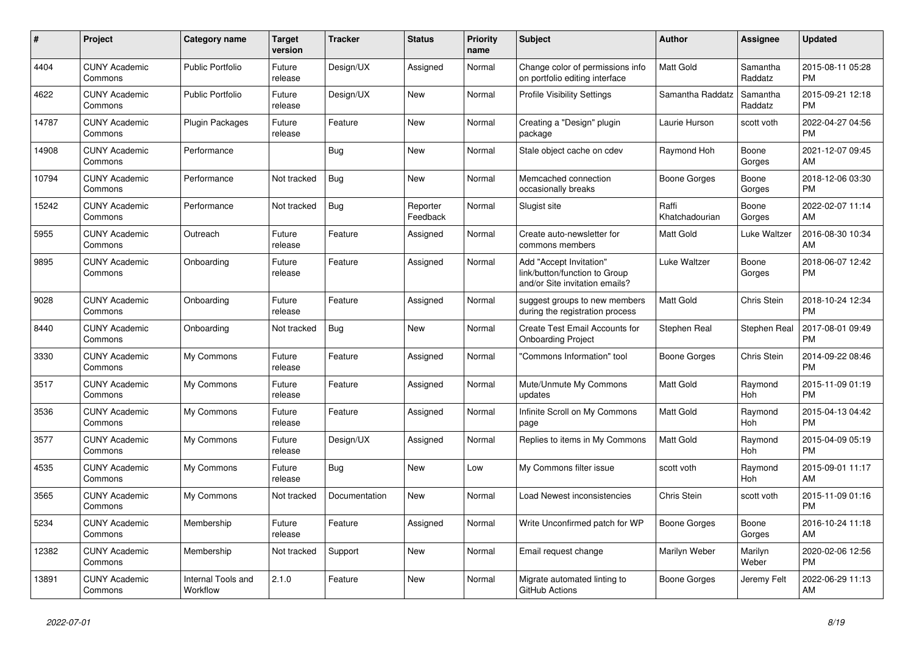| # | Project | Category name | Target version | Tracker | Status | Priority name | Subject | Author | Assignee | Updated |
|---|---|---|---|---|---|---|---|---|---|---|
| 4404 | CUNY Academic Commons | Public Portfolio | Future release | Design/UX | Assigned | Normal | Change color of permissions info on portfolio editing interface | Matt Gold | Samantha Raddatz | 2015-08-11 05:28 PM |
| 4622 | CUNY Academic Commons | Public Portfolio | Future release | Design/UX | New | Normal | Profile Visibility Settings | Samantha Raddatz | Samantha Raddatz | 2015-09-21 12:18 PM |
| 14787 | CUNY Academic Commons | Plugin Packages | Future release | Feature | New | Normal | Creating a "Design" plugin package | Laurie Hurson | scott voth | 2022-04-27 04:56 PM |
| 14908 | CUNY Academic Commons | Performance | | Bug | New | Normal | Stale object cache on cdev | Raymond Hoh | Boone Gorges | 2021-12-07 09:45 AM |
| 10794 | CUNY Academic Commons | Performance | Not tracked | Bug | New | Normal | Memcached connection occasionally breaks | Boone Gorges | Boone Gorges | 2018-12-06 03:30 PM |
| 15242 | CUNY Academic Commons | Performance | Not tracked | Bug | Reporter Feedback | Normal | Slugist site | Raffi Khatchadourian | Boone Gorges | 2022-02-07 11:14 AM |
| 5955 | CUNY Academic Commons | Outreach | Future release | Feature | Assigned | Normal | Create auto-newsletter for commons members | Matt Gold | Luke Waltzer | 2016-08-30 10:34 AM |
| 9895 | CUNY Academic Commons | Onboarding | Future release | Feature | Assigned | Normal | Add "Accept Invitation" link/button/function to Group and/or Site invitation emails? | Luke Waltzer | Boone Gorges | 2018-06-07 12:42 PM |
| 9028 | CUNY Academic Commons | Onboarding | Future release | Feature | Assigned | Normal | suggest groups to new members during the registration process | Matt Gold | Chris Stein | 2018-10-24 12:34 PM |
| 8440 | CUNY Academic Commons | Onboarding | Not tracked | Bug | New | Normal | Create Test Email Accounts for Onboarding Project | Stephen Real | Stephen Real | 2017-08-01 09:49 PM |
| 3330 | CUNY Academic Commons | My Commons | Future release | Feature | Assigned | Normal | "Commons Information" tool | Boone Gorges | Chris Stein | 2014-09-22 08:46 PM |
| 3517 | CUNY Academic Commons | My Commons | Future release | Feature | Assigned | Normal | Mute/Unmute My Commons updates | Matt Gold | Raymond Hoh | 2015-11-09 01:19 PM |
| 3536 | CUNY Academic Commons | My Commons | Future release | Feature | Assigned | Normal | Infinite Scroll on My Commons page | Matt Gold | Raymond Hoh | 2015-04-13 04:42 PM |
| 3577 | CUNY Academic Commons | My Commons | Future release | Design/UX | Assigned | Normal | Replies to items in My Commons | Matt Gold | Raymond Hoh | 2015-04-09 05:19 PM |
| 4535 | CUNY Academic Commons | My Commons | Future release | Bug | New | Low | My Commons filter issue | scott voth | Raymond Hoh | 2015-09-01 11:17 AM |
| 3565 | CUNY Academic Commons | My Commons | Not tracked | Documentation | New | Normal | Load Newest inconsistencies | Chris Stein | scott voth | 2015-11-09 01:16 PM |
| 5234 | CUNY Academic Commons | Membership | Future release | Feature | Assigned | Normal | Write Unconfirmed patch for WP | Boone Gorges | Boone Gorges | 2016-10-24 11:18 AM |
| 12382 | CUNY Academic Commons | Membership | Not tracked | Support | New | Normal | Email request change | Marilyn Weber | Marilyn Weber | 2020-02-06 12:56 PM |
| 13891 | CUNY Academic Commons | Internal Tools and Workflow | 2.1.0 | Feature | New | Normal | Migrate automated linting to GitHub Actions | Boone Gorges | Jeremy Felt | 2022-06-29 11:13 AM |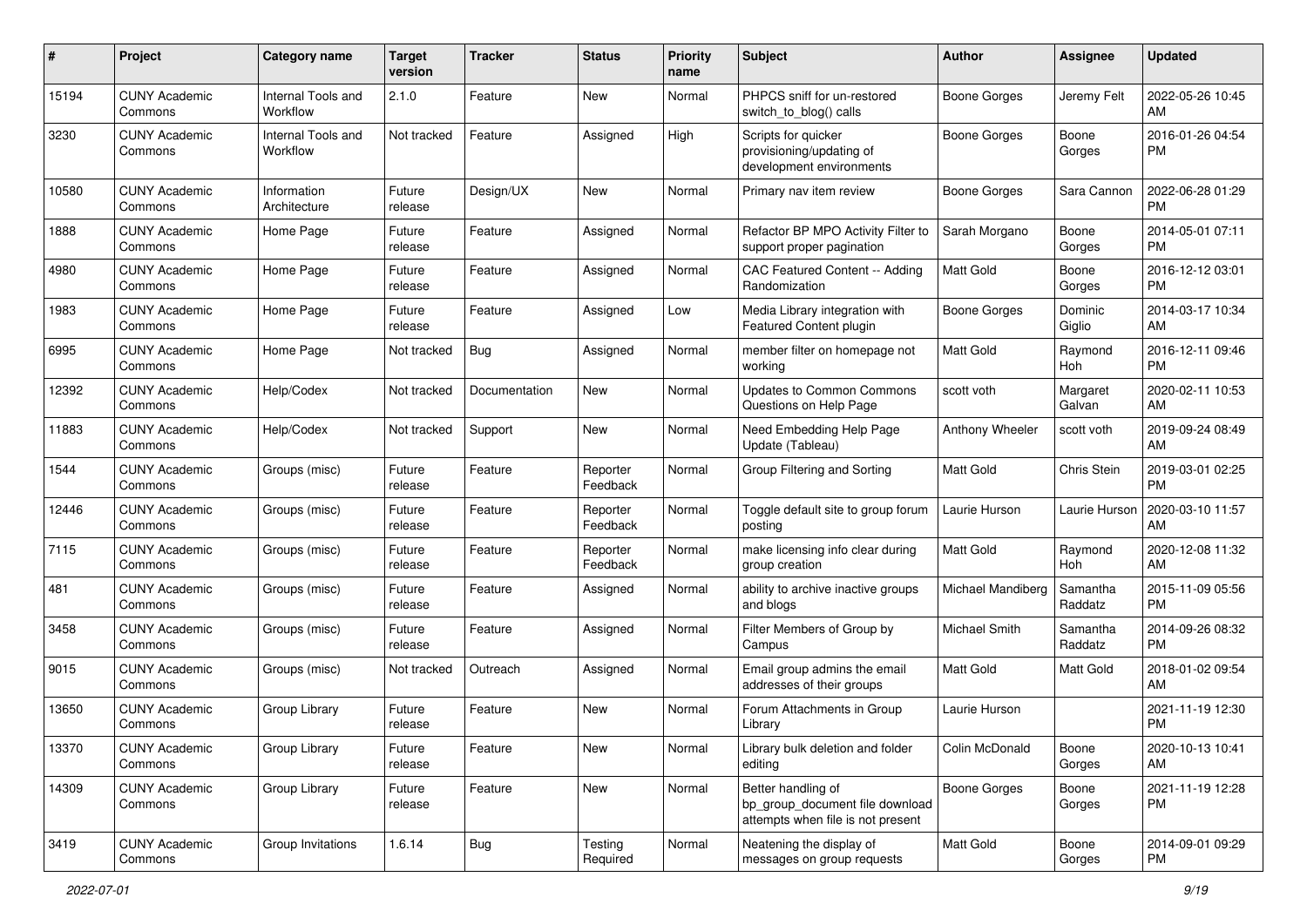| # | Project | Category name | Target version | Tracker | Status | Priority name | Subject | Author | Assignee | Updated |
|---|---|---|---|---|---|---|---|---|---|---|
| 15194 | CUNY Academic Commons | Internal Tools and Workflow | 2.1.0 | Feature | New | Normal | PHPCS sniff for un-restored switch_to_blog() calls | Boone Gorges | Jeremy Felt | 2022-05-26 10:45 AM |
| 3230 | CUNY Academic Commons | Internal Tools and Workflow | Not tracked | Feature | Assigned | High | Scripts for quicker provisioning/updating of development environments | Boone Gorges | Boone Gorges | 2016-01-26 04:54 PM |
| 10580 | CUNY Academic Commons | Information Architecture | Future release | Design/UX | New | Normal | Primary nav item review | Boone Gorges | Sara Cannon | 2022-06-28 01:29 PM |
| 1888 | CUNY Academic Commons | Home Page | Future release | Feature | Assigned | Normal | Refactor BP MPO Activity Filter to support proper pagination | Sarah Morgano | Boone Gorges | 2014-05-01 07:11 PM |
| 4980 | CUNY Academic Commons | Home Page | Future release | Feature | Assigned | Normal | CAC Featured Content -- Adding Randomization | Matt Gold | Boone Gorges | 2016-12-12 03:01 PM |
| 1983 | CUNY Academic Commons | Home Page | Future release | Feature | Assigned | Low | Media Library integration with Featured Content plugin | Boone Gorges | Dominic Giglio | 2014-03-17 10:34 AM |
| 6995 | CUNY Academic Commons | Home Page | Not tracked | Bug | Assigned | Normal | member filter on homepage not working | Matt Gold | Raymond Hoh | 2016-12-11 09:46 PM |
| 12392 | CUNY Academic Commons | Help/Codex | Not tracked | Documentation | New | Normal | Updates to Common Commons Questions on Help Page | scott voth | Margaret Galvan | 2020-02-11 10:53 AM |
| 11883 | CUNY Academic Commons | Help/Codex | Not tracked | Support | New | Normal | Need Embedding Help Page Update (Tableau) | Anthony Wheeler | scott voth | 2019-09-24 08:49 AM |
| 1544 | CUNY Academic Commons | Groups (misc) | Future release | Feature | Reporter Feedback | Normal | Group Filtering and Sorting | Matt Gold | Chris Stein | 2019-03-01 02:25 PM |
| 12446 | CUNY Academic Commons | Groups (misc) | Future release | Feature | Reporter Feedback | Normal | Toggle default site to group forum posting | Laurie Hurson | Laurie Hurson | 2020-03-10 11:57 AM |
| 7115 | CUNY Academic Commons | Groups (misc) | Future release | Feature | Reporter Feedback | Normal | make licensing info clear during group creation | Matt Gold | Raymond Hoh | 2020-12-08 11:32 AM |
| 481 | CUNY Academic Commons | Groups (misc) | Future release | Feature | Assigned | Normal | ability to archive inactive groups and blogs | Michael Mandiberg | Samantha Raddatz | 2015-11-09 05:56 PM |
| 3458 | CUNY Academic Commons | Groups (misc) | Future release | Feature | Assigned | Normal | Filter Members of Group by Campus | Michael Smith | Samantha Raddatz | 2014-09-26 08:32 PM |
| 9015 | CUNY Academic Commons | Groups (misc) | Not tracked | Outreach | Assigned | Normal | Email group admins the email addresses of their groups | Matt Gold | Matt Gold | 2018-01-02 09:54 AM |
| 13650 | CUNY Academic Commons | Group Library | Future release | Feature | New | Normal | Forum Attachments in Group Library | Laurie Hurson | | 2021-11-19 12:30 PM |
| 13370 | CUNY Academic Commons | Group Library | Future release | Feature | New | Normal | Library bulk deletion and folder editing | Colin McDonald | Boone Gorges | 2020-10-13 10:41 AM |
| 14309 | CUNY Academic Commons | Group Library | Future release | Feature | New | Normal | Better handling of bp_group_document file download attempts when file is not present | Boone Gorges | Boone Gorges | 2021-11-19 12:28 PM |
| 3419 | CUNY Academic Commons | Group Invitations | 1.6.14 | Bug | Testing Required | Normal | Neatening the display of messages on group requests | Matt Gold | Boone Gorges | 2014-09-01 09:29 PM |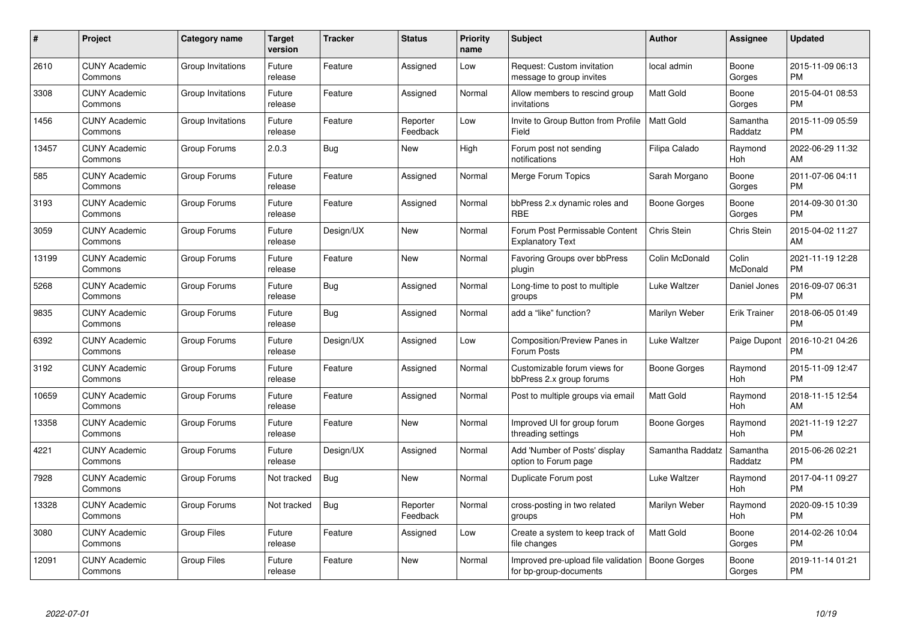| # | Project | Category name | Target version | Tracker | Status | Priority name | Subject | Author | Assignee | Updated |
|---|---|---|---|---|---|---|---|---|---|---|
| 2610 | CUNY Academic Commons | Group Invitations | Future release | Feature | Assigned | Low | Request: Custom invitation message to group invites | local admin | Boone Gorges | 2015-11-09 06:13 PM |
| 3308 | CUNY Academic Commons | Group Invitations | Future release | Feature | Assigned | Normal | Allow members to rescind group invitations | Matt Gold | Boone Gorges | 2015-04-01 08:53 PM |
| 1456 | CUNY Academic Commons | Group Invitations | Future release | Feature | Reporter Feedback | Low | Invite to Group Button from Profile Field | Matt Gold | Samantha Raddatz | 2015-11-09 05:59 PM |
| 13457 | CUNY Academic Commons | Group Forums | 2.0.3 | Bug | New | High | Forum post not sending notifications | Filipa Calado | Raymond Hoh | 2022-06-29 11:32 AM |
| 585 | CUNY Academic Commons | Group Forums | Future release | Feature | Assigned | Normal | Merge Forum Topics | Sarah Morgano | Boone Gorges | 2011-07-06 04:11 PM |
| 3193 | CUNY Academic Commons | Group Forums | Future release | Feature | Assigned | Normal | bbPress 2.x dynamic roles and RBE | Boone Gorges | Boone Gorges | 2014-09-30 01:30 PM |
| 3059 | CUNY Academic Commons | Group Forums | Future release | Design/UX | New | Normal | Forum Post Permissable Content Explanatory Text | Chris Stein | Chris Stein | 2015-04-02 11:27 AM |
| 13199 | CUNY Academic Commons | Group Forums | Future release | Feature | New | Normal | Favoring Groups over bbPress plugin | Colin McDonald | Colin McDonald | 2021-11-19 12:28 PM |
| 5268 | CUNY Academic Commons | Group Forums | Future release | Bug | Assigned | Normal | Long-time to post to multiple groups | Luke Waltzer | Daniel Jones | 2016-09-07 06:31 PM |
| 9835 | CUNY Academic Commons | Group Forums | Future release | Bug | Assigned | Normal | add a "like" function? | Marilyn Weber | Erik Trainer | 2018-06-05 01:49 PM |
| 6392 | CUNY Academic Commons | Group Forums | Future release | Design/UX | Assigned | Low | Composition/Preview Panes in Forum Posts | Luke Waltzer | Paige Dupont | 2016-10-21 04:26 PM |
| 3192 | CUNY Academic Commons | Group Forums | Future release | Feature | Assigned | Normal | Customizable forum views for bbPress 2.x group forums | Boone Gorges | Raymond Hoh | 2015-11-09 12:47 PM |
| 10659 | CUNY Academic Commons | Group Forums | Future release | Feature | Assigned | Normal | Post to multiple groups via email | Matt Gold | Raymond Hoh | 2018-11-15 12:54 AM |
| 13358 | CUNY Academic Commons | Group Forums | Future release | Feature | New | Normal | Improved UI for group forum threading settings | Boone Gorges | Raymond Hoh | 2021-11-19 12:27 PM |
| 4221 | CUNY Academic Commons | Group Forums | Future release | Design/UX | Assigned | Normal | Add 'Number of Posts' display option to Forum page | Samantha Raddatz | Samantha Raddatz | 2015-06-26 02:21 PM |
| 7928 | CUNY Academic Commons | Group Forums | Not tracked | Bug | New | Normal | Duplicate Forum post | Luke Waltzer | Raymond Hoh | 2017-04-11 09:27 PM |
| 13328 | CUNY Academic Commons | Group Forums | Not tracked | Bug | Reporter Feedback | Normal | cross-posting in two related groups | Marilyn Weber | Raymond Hoh | 2020-09-15 10:39 PM |
| 3080 | CUNY Academic Commons | Group Files | Future release | Feature | Assigned | Low | Create a system to keep track of file changes | Matt Gold | Boone Gorges | 2014-02-26 10:04 PM |
| 12091 | CUNY Academic Commons | Group Files | Future release | Feature | New | Normal | Improved pre-upload file validation for bp-group-documents | Boone Gorges | Boone Gorges | 2019-11-14 01:21 PM |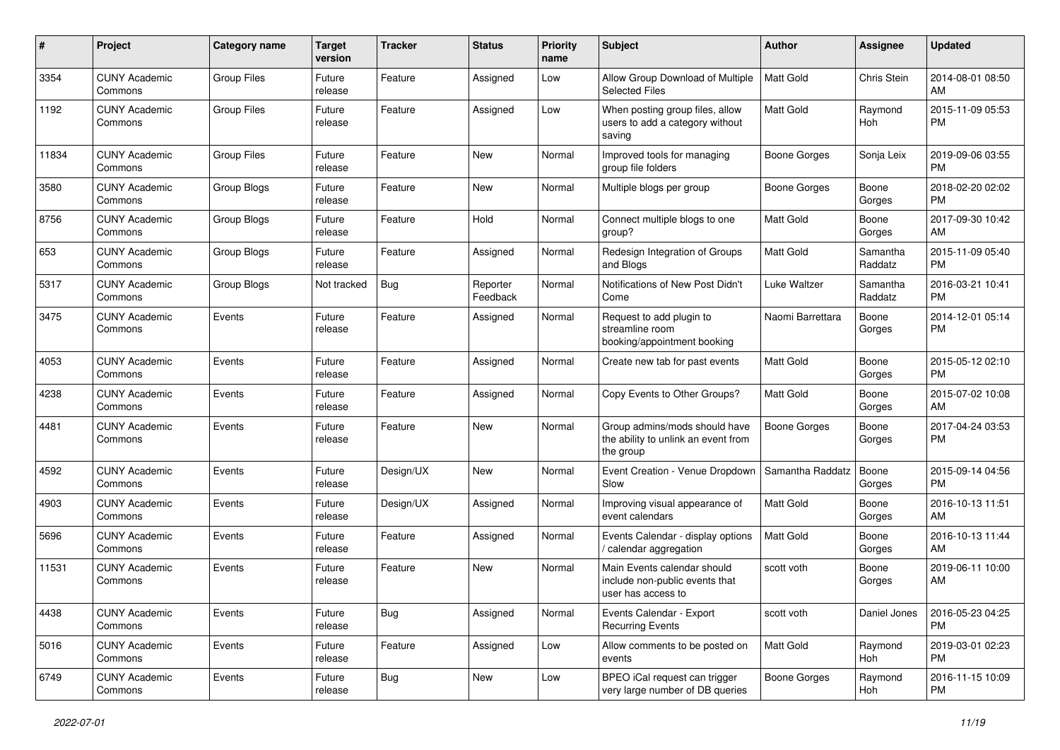| # | Project | Category name | Target version | Tracker | Status | Priority name | Subject | Author | Assignee | Updated |
|---|---|---|---|---|---|---|---|---|---|---|
| 3354 | CUNY Academic Commons | Group Files | Future release | Feature | Assigned | Low | Allow Group Download of Multiple Selected Files | Matt Gold | Chris Stein | 2014-08-01 08:50 AM |
| 1192 | CUNY Academic Commons | Group Files | Future release | Feature | Assigned | Low | When posting group files, allow users to add a category without saving | Matt Gold | Raymond Hoh | 2015-11-09 05:53 PM |
| 11834 | CUNY Academic Commons | Group Files | Future release | Feature | New | Normal | Improved tools for managing group file folders | Boone Gorges | Sonja Leix | 2019-09-06 03:55 PM |
| 3580 | CUNY Academic Commons | Group Blogs | Future release | Feature | New | Normal | Multiple blogs per group | Boone Gorges | Boone Gorges | 2018-02-20 02:02 PM |
| 8756 | CUNY Academic Commons | Group Blogs | Future release | Feature | Hold | Normal | Connect multiple blogs to one group? | Matt Gold | Boone Gorges | 2017-09-30 10:42 AM |
| 653 | CUNY Academic Commons | Group Blogs | Future release | Feature | Assigned | Normal | Redesign Integration of Groups and Blogs | Matt Gold | Samantha Raddatz | 2015-11-09 05:40 PM |
| 5317 | CUNY Academic Commons | Group Blogs | Not tracked | Bug | Reporter Feedback | Normal | Notifications of New Post Didn't Come | Luke Waltzer | Samantha Raddatz | 2016-03-21 10:41 PM |
| 3475 | CUNY Academic Commons | Events | Future release | Feature | Assigned | Normal | Request to add plugin to streamline room booking/appointment booking | Naomi Barrettara | Boone Gorges | 2014-12-01 05:14 PM |
| 4053 | CUNY Academic Commons | Events | Future release | Feature | Assigned | Normal | Create new tab for past events | Matt Gold | Boone Gorges | 2015-05-12 02:10 PM |
| 4238 | CUNY Academic Commons | Events | Future release | Feature | Assigned | Normal | Copy Events to Other Groups? | Matt Gold | Boone Gorges | 2015-07-02 10:08 AM |
| 4481 | CUNY Academic Commons | Events | Future release | Feature | New | Normal | Group admins/mods should have the ability to unlink an event from the group | Boone Gorges | Boone Gorges | 2017-04-24 03:53 PM |
| 4592 | CUNY Academic Commons | Events | Future release | Design/UX | New | Normal | Event Creation - Venue Dropdown Slow | Samantha Raddatz | Boone Gorges | 2015-09-14 04:56 PM |
| 4903 | CUNY Academic Commons | Events | Future release | Design/UX | Assigned | Normal | Improving visual appearance of event calendars | Matt Gold | Boone Gorges | 2016-10-13 11:51 AM |
| 5696 | CUNY Academic Commons | Events | Future release | Feature | Assigned | Normal | Events Calendar - display options / calendar aggregation | Matt Gold | Boone Gorges | 2016-10-13 11:44 AM |
| 11531 | CUNY Academic Commons | Events | Future release | Feature | New | Normal | Main Events calendar should include non-public events that user has access to | scott voth | Boone Gorges | 2019-06-11 10:00 AM |
| 4438 | CUNY Academic Commons | Events | Future release | Bug | Assigned | Normal | Events Calendar - Export Recurring Events | scott voth | Daniel Jones | 2016-05-23 04:25 PM |
| 5016 | CUNY Academic Commons | Events | Future release | Feature | Assigned | Low | Allow comments to be posted on events | Matt Gold | Raymond Hoh | 2019-03-01 02:23 PM |
| 6749 | CUNY Academic Commons | Events | Future release | Bug | New | Low | BPEO iCal request can trigger very large number of DB queries | Boone Gorges | Raymond Hoh | 2016-11-15 10:09 PM |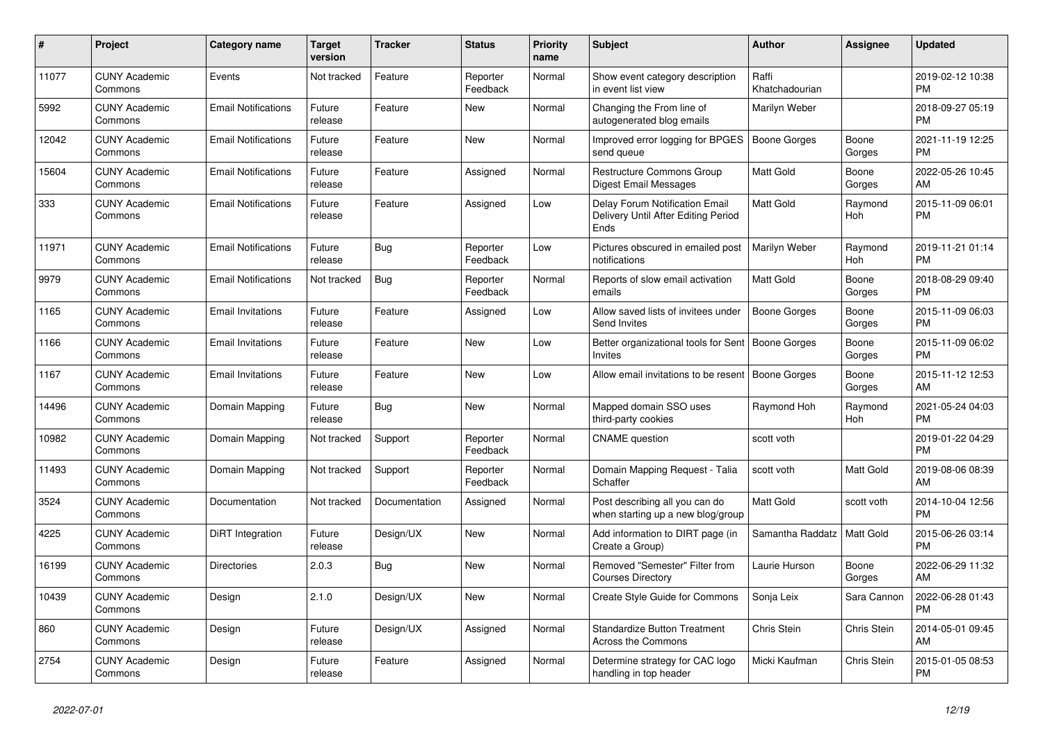| # | Project | Category name | Target version | Tracker | Status | Priority name | Subject | Author | Assignee | Updated |
|---|---|---|---|---|---|---|---|---|---|---|
| 11077 | CUNY Academic Commons | Events | Not tracked | Feature | Reporter Feedback | Normal | Show event category description in event list view | Raffi Khatchadourian | | 2019-02-12 10:38 PM |
| 5992 | CUNY Academic Commons | Email Notifications | Future release | Feature | New | Normal | Changing the From line of autogenerated blog emails | Marilyn Weber | | 2018-09-27 05:19 PM |
| 12042 | CUNY Academic Commons | Email Notifications | Future release | Feature | New | Normal | Improved error logging for BPGES send queue | Boone Gorges | Boone Gorges | 2021-11-19 12:25 PM |
| 15604 | CUNY Academic Commons | Email Notifications | Future release | Feature | Assigned | Normal | Restructure Commons Group Digest Email Messages | Matt Gold | Boone Gorges | 2022-05-26 10:45 AM |
| 333 | CUNY Academic Commons | Email Notifications | Future release | Feature | Assigned | Low | Delay Forum Notification Email Delivery Until After Editing Period Ends | Matt Gold | Raymond Hoh | 2015-11-09 06:01 PM |
| 11971 | CUNY Academic Commons | Email Notifications | Future release | Bug | Reporter Feedback | Low | Pictures obscured in emailed post notifications | Marilyn Weber | Raymond Hoh | 2019-11-21 01:14 PM |
| 9979 | CUNY Academic Commons | Email Notifications | Not tracked | Bug | Reporter Feedback | Normal | Reports of slow email activation emails | Matt Gold | Boone Gorges | 2018-08-29 09:40 PM |
| 1165 | CUNY Academic Commons | Email Invitations | Future release | Feature | Assigned | Low | Allow saved lists of invitees under Send Invites | Boone Gorges | Boone Gorges | 2015-11-09 06:03 PM |
| 1166 | CUNY Academic Commons | Email Invitations | Future release | Feature | New | Low | Better organizational tools for Sent Invites | Boone Gorges | Boone Gorges | 2015-11-09 06:02 PM |
| 1167 | CUNY Academic Commons | Email Invitations | Future release | Feature | New | Low | Allow email invitations to be resent | Boone Gorges | Boone Gorges | 2015-11-12 12:53 AM |
| 14496 | CUNY Academic Commons | Domain Mapping | Future release | Bug | New | Normal | Mapped domain SSO uses third-party cookies | Raymond Hoh | Raymond Hoh | 2021-05-24 04:03 PM |
| 10982 | CUNY Academic Commons | Domain Mapping | Not tracked | Support | Reporter Feedback | Normal | CNAME question | scott voth | | 2019-01-22 04:29 PM |
| 11493 | CUNY Academic Commons | Domain Mapping | Not tracked | Support | Reporter Feedback | Normal | Domain Mapping Request - Talia Schaffer | scott voth | Matt Gold | 2019-08-06 08:39 AM |
| 3524 | CUNY Academic Commons | Documentation | Not tracked | Documentation | Assigned | Normal | Post describing all you can do when starting up a new blog/group | Matt Gold | scott voth | 2014-10-04 12:56 PM |
| 4225 | CUNY Academic Commons | DiRT Integration | Future release | Design/UX | New | Normal | Add information to DIRT page (in Create a Group) | Samantha Raddatz | Matt Gold | 2015-06-26 03:14 PM |
| 16199 | CUNY Academic Commons | Directories | 2.0.3 | Bug | New | Normal | Removed "Semester" Filter from Courses Directory | Laurie Hurson | Boone Gorges | 2022-06-29 11:32 AM |
| 10439 | CUNY Academic Commons | Design | 2.1.0 | Design/UX | New | Normal | Create Style Guide for Commons | Sonja Leix | Sara Cannon | 2022-06-28 01:43 PM |
| 860 | CUNY Academic Commons | Design | Future release | Design/UX | Assigned | Normal | Standardize Button Treatment Across the Commons | Chris Stein | Chris Stein | 2014-05-01 09:45 AM |
| 2754 | CUNY Academic Commons | Design | Future release | Feature | Assigned | Normal | Determine strategy for CAC logo handling in top header | Micki Kaufman | Chris Stein | 2015-01-05 08:53 PM |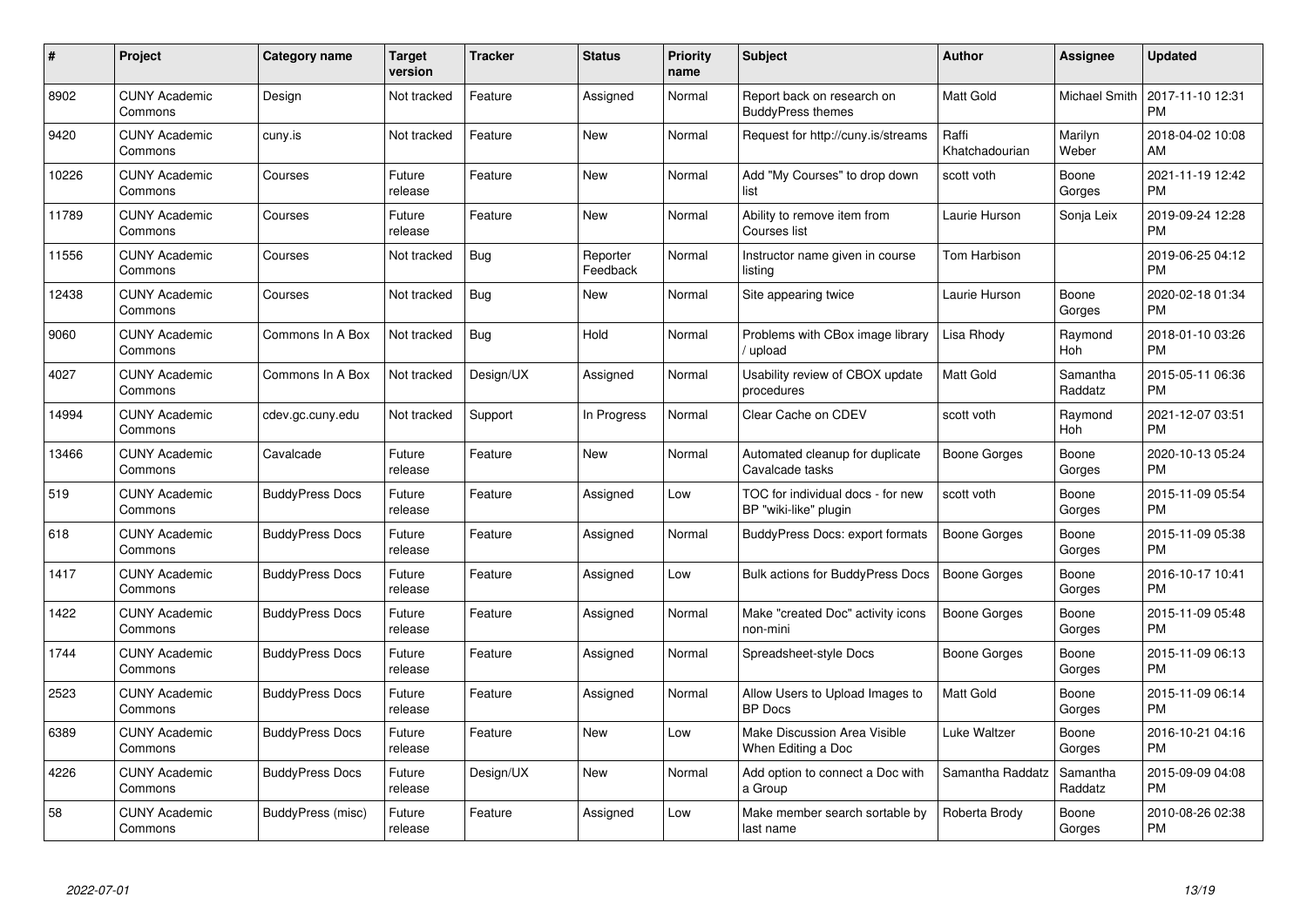| # | Project | Category name | Target version | Tracker | Status | Priority name | Subject | Author | Assignee | Updated |
|---|---|---|---|---|---|---|---|---|---|---|
| 8902 | CUNY Academic Commons | Design | Not tracked | Feature | Assigned | Normal | Report back on research on BuddyPress themes | Matt Gold | Michael Smith | 2017-11-10 12:31 PM |
| 9420 | CUNY Academic Commons | cuny.is | Not tracked | Feature | New | Normal | Request for http://cuny.is/streams | Raffi Khatchadourian | Marilyn Weber | 2018-04-02 10:08 AM |
| 10226 | CUNY Academic Commons | Courses | Future release | Feature | New | Normal | Add "My Courses" to drop down list | scott voth | Boone Gorges | 2021-11-19 12:42 PM |
| 11789 | CUNY Academic Commons | Courses | Future release | Feature | New | Normal | Ability to remove item from Courses list | Laurie Hurson | Sonja Leix | 2019-09-24 12:28 PM |
| 11556 | CUNY Academic Commons | Courses | Not tracked | Bug | Reporter Feedback | Normal | Instructor name given in course listing | Tom Harbison | | 2019-06-25 04:12 PM |
| 12438 | CUNY Academic Commons | Courses | Not tracked | Bug | New | Normal | Site appearing twice | Laurie Hurson | Boone Gorges | 2020-02-18 01:34 PM |
| 9060 | CUNY Academic Commons | Commons In A Box | Not tracked | Bug | Hold | Normal | Problems with CBox image library / upload | Lisa Rhody | Raymond Hoh | 2018-01-10 03:26 PM |
| 4027 | CUNY Academic Commons | Commons In A Box | Not tracked | Design/UX | Assigned | Normal | Usability review of CBOX update procedures | Matt Gold | Samantha Raddatz | 2015-05-11 06:36 PM |
| 14994 | CUNY Academic Commons | cdev.gc.cuny.edu | Not tracked | Support | In Progress | Normal | Clear Cache on CDEV | scott voth | Raymond Hoh | 2021-12-07 03:51 PM |
| 13466 | CUNY Academic Commons | Cavalcade | Future release | Feature | New | Normal | Automated cleanup for duplicate Cavalcade tasks | Boone Gorges | Boone Gorges | 2020-10-13 05:24 PM |
| 519 | CUNY Academic Commons | BuddyPress Docs | Future release | Feature | Assigned | Low | TOC for individual docs - for new BP "wiki-like" plugin | scott voth | Boone Gorges | 2015-11-09 05:54 PM |
| 618 | CUNY Academic Commons | BuddyPress Docs | Future release | Feature | Assigned | Normal | BuddyPress Docs: export formats | Boone Gorges | Boone Gorges | 2015-11-09 05:38 PM |
| 1417 | CUNY Academic Commons | BuddyPress Docs | Future release | Feature | Assigned | Low | Bulk actions for BuddyPress Docs | Boone Gorges | Boone Gorges | 2016-10-17 10:41 PM |
| 1422 | CUNY Academic Commons | BuddyPress Docs | Future release | Feature | Assigned | Normal | Make "created Doc" activity icons non-mini | Boone Gorges | Boone Gorges | 2015-11-09 05:48 PM |
| 1744 | CUNY Academic Commons | BuddyPress Docs | Future release | Feature | Assigned | Normal | Spreadsheet-style Docs | Boone Gorges | Boone Gorges | 2015-11-09 06:13 PM |
| 2523 | CUNY Academic Commons | BuddyPress Docs | Future release | Feature | Assigned | Normal | Allow Users to Upload Images to BP Docs | Matt Gold | Boone Gorges | 2015-11-09 06:14 PM |
| 6389 | CUNY Academic Commons | BuddyPress Docs | Future release | Feature | New | Low | Make Discussion Area Visible When Editing a Doc | Luke Waltzer | Boone Gorges | 2016-10-21 04:16 PM |
| 4226 | CUNY Academic Commons | BuddyPress Docs | Future release | Design/UX | New | Normal | Add option to connect a Doc with a Group | Samantha Raddatz | Samantha Raddatz | 2015-09-09 04:08 PM |
| 58 | CUNY Academic Commons | BuddyPress (misc) | Future release | Feature | Assigned | Low | Make member search sortable by last name | Roberta Brody | Boone Gorges | 2010-08-26 02:38 PM |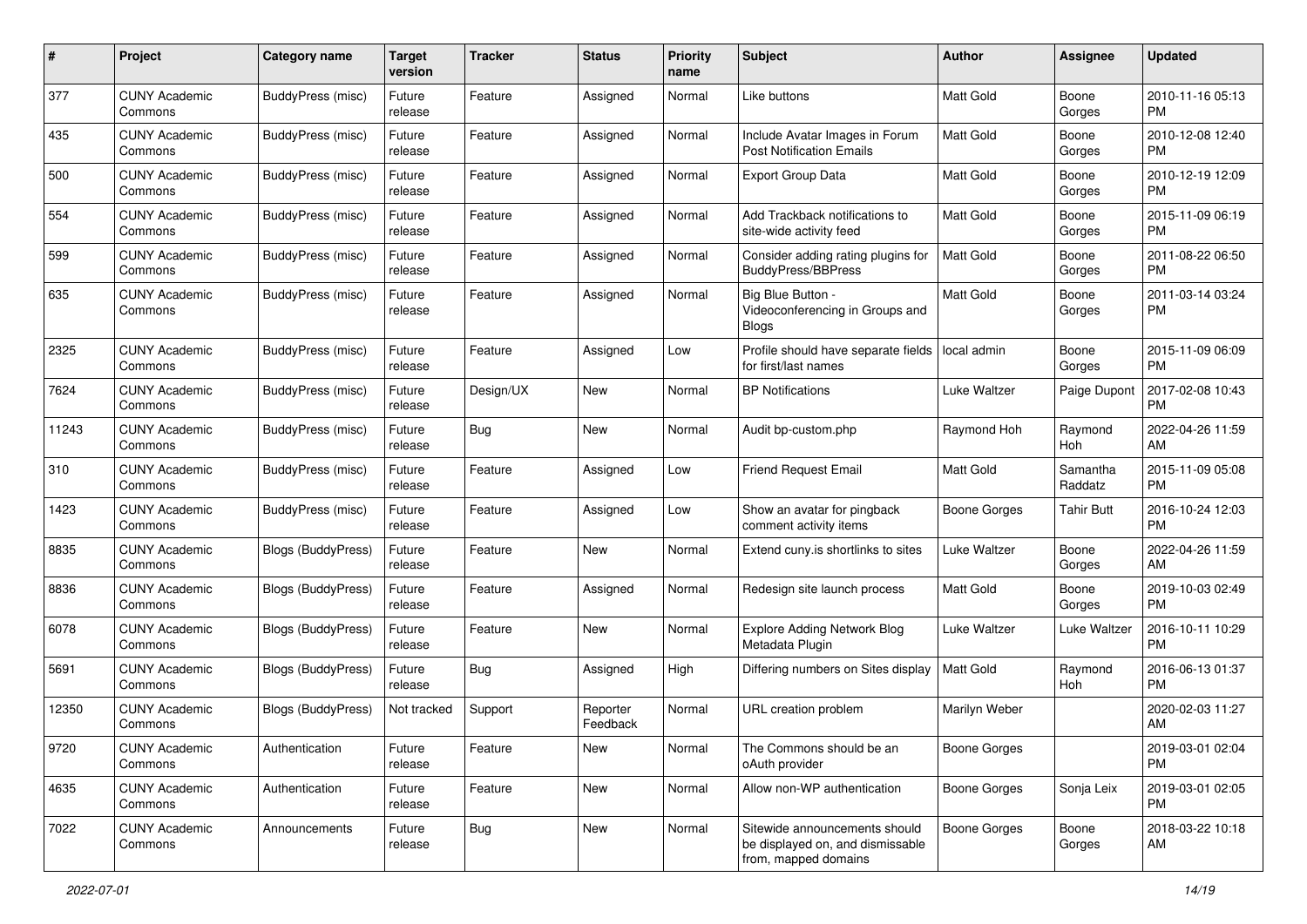| # | Project | Category name | Target version | Tracker | Status | Priority name | Subject | Author | Assignee | Updated |
|---|---|---|---|---|---|---|---|---|---|---|
| 377 | CUNY Academic Commons | BuddyPress (misc) | Future release | Feature | Assigned | Normal | Like buttons | Matt Gold | Boone Gorges | 2010-11-16 05:13 PM |
| 435 | CUNY Academic Commons | BuddyPress (misc) | Future release | Feature | Assigned | Normal | Include Avatar Images in Forum Post Notification Emails | Matt Gold | Boone Gorges | 2010-12-08 12:40 PM |
| 500 | CUNY Academic Commons | BuddyPress (misc) | Future release | Feature | Assigned | Normal | Export Group Data | Matt Gold | Boone Gorges | 2010-12-19 12:09 PM |
| 554 | CUNY Academic Commons | BuddyPress (misc) | Future release | Feature | Assigned | Normal | Add Trackback notifications to site-wide activity feed | Matt Gold | Boone Gorges | 2015-11-09 06:19 PM |
| 599 | CUNY Academic Commons | BuddyPress (misc) | Future release | Feature | Assigned | Normal | Consider adding rating plugins for BuddyPress/BBPress | Matt Gold | Boone Gorges | 2011-08-22 06:50 PM |
| 635 | CUNY Academic Commons | BuddyPress (misc) | Future release | Feature | Assigned | Normal | Big Blue Button - Videoconferencing in Groups and Blogs | Matt Gold | Boone Gorges | 2011-03-14 03:24 PM |
| 2325 | CUNY Academic Commons | BuddyPress (misc) | Future release | Feature | Assigned | Low | Profile should have separate fields for first/last names | local admin | Boone Gorges | 2015-11-09 06:09 PM |
| 7624 | CUNY Academic Commons | BuddyPress (misc) | Future release | Design/UX | New | Normal | BP Notifications | Luke Waltzer | Paige Dupont | 2017-02-08 10:43 PM |
| 11243 | CUNY Academic Commons | BuddyPress (misc) | Future release | Bug | New | Normal | Audit bp-custom.php | Raymond Hoh | Raymond Hoh | 2022-04-26 11:59 AM |
| 310 | CUNY Academic Commons | BuddyPress (misc) | Future release | Feature | Assigned | Low | Friend Request Email | Matt Gold | Samantha Raddatz | 2015-11-09 05:08 PM |
| 1423 | CUNY Academic Commons | BuddyPress (misc) | Future release | Feature | Assigned | Low | Show an avatar for pingback comment activity items | Boone Gorges | Tahir Butt | 2016-10-24 12:03 PM |
| 8835 | CUNY Academic Commons | Blogs (BuddyPress) | Future release | Feature | New | Normal | Extend cuny.is shortlinks to sites | Luke Waltzer | Boone Gorges | 2022-04-26 11:59 AM |
| 8836 | CUNY Academic Commons | Blogs (BuddyPress) | Future release | Feature | Assigned | Normal | Redesign site launch process | Matt Gold | Boone Gorges | 2019-10-03 02:49 PM |
| 6078 | CUNY Academic Commons | Blogs (BuddyPress) | Future release | Feature | New | Normal | Explore Adding Network Blog Metadata Plugin | Luke Waltzer | Luke Waltzer | 2016-10-11 10:29 PM |
| 5691 | CUNY Academic Commons | Blogs (BuddyPress) | Future release | Bug | Assigned | High | Differing numbers on Sites display | Matt Gold | Raymond Hoh | 2016-06-13 01:37 PM |
| 12350 | CUNY Academic Commons | Blogs (BuddyPress) | Not tracked | Support | Reporter Feedback | Normal | URL creation problem | Marilyn Weber | | 2020-02-03 11:27 AM |
| 9720 | CUNY Academic Commons | Authentication | Future release | Feature | New | Normal | The Commons should be an oAuth provider | Boone Gorges | | 2019-03-01 02:04 PM |
| 4635 | CUNY Academic Commons | Authentication | Future release | Feature | New | Normal | Allow non-WP authentication | Boone Gorges | Sonja Leix | 2019-03-01 02:05 PM |
| 7022 | CUNY Academic Commons | Announcements | Future release | Bug | New | Normal | Sitewide announcements should be displayed on, and dismissable from, mapped domains | Boone Gorges | Boone Gorges | 2018-03-22 10:18 AM |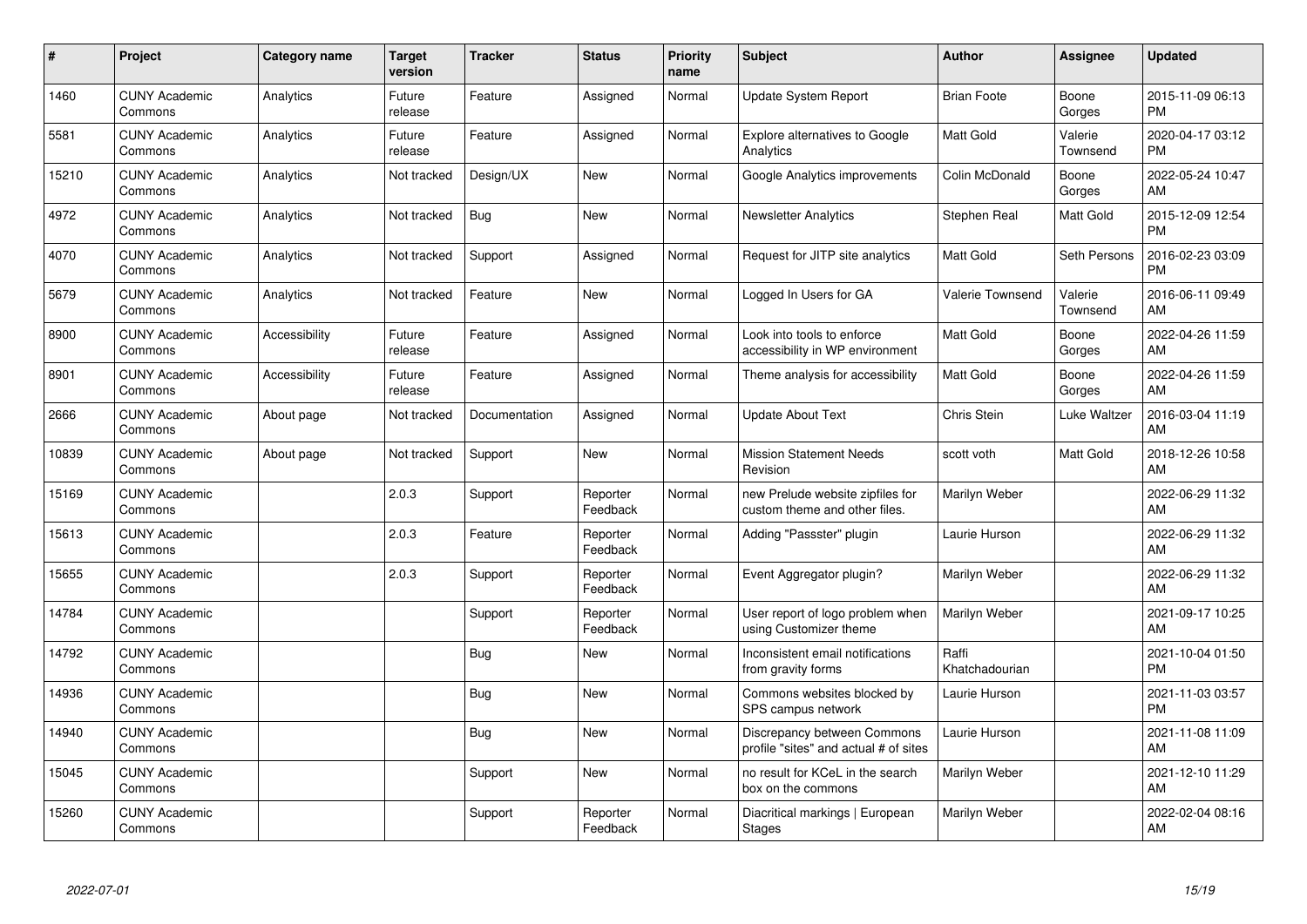| # | Project | Category name | Target version | Tracker | Status | Priority name | Subject | Author | Assignee | Updated |
|---|---|---|---|---|---|---|---|---|---|---|
| 1460 | CUNY Academic Commons | Analytics | Future release | Feature | Assigned | Normal | Update System Report | Brian Foote | Boone Gorges | 2015-11-09 06:13 PM |
| 5581 | CUNY Academic Commons | Analytics | Future release | Feature | Assigned | Normal | Explore alternatives to Google Analytics | Matt Gold | Valerie Townsend | 2020-04-17 03:12 PM |
| 15210 | CUNY Academic Commons | Analytics | Not tracked | Design/UX | New | Normal | Google Analytics improvements | Colin McDonald | Boone Gorges | 2022-05-24 10:47 AM |
| 4972 | CUNY Academic Commons | Analytics | Not tracked | Bug | New | Normal | Newsletter Analytics | Stephen Real | Matt Gold | 2015-12-09 12:54 PM |
| 4070 | CUNY Academic Commons | Analytics | Not tracked | Support | Assigned | Normal | Request for JITP site analytics | Matt Gold | Seth Persons | 2016-02-23 03:09 PM |
| 5679 | CUNY Academic Commons | Analytics | Not tracked | Feature | New | Normal | Logged In Users for GA | Valerie Townsend | Valerie Townsend | 2016-06-11 09:49 AM |
| 8900 | CUNY Academic Commons | Accessibility | Future release | Feature | Assigned | Normal | Look into tools to enforce accessibility in WP environment | Matt Gold | Boone Gorges | 2022-04-26 11:59 AM |
| 8901 | CUNY Academic Commons | Accessibility | Future release | Feature | Assigned | Normal | Theme analysis for accessibility | Matt Gold | Boone Gorges | 2022-04-26 11:59 AM |
| 2666 | CUNY Academic Commons | About page | Not tracked | Documentation | Assigned | Normal | Update About Text | Chris Stein | Luke Waltzer | 2016-03-04 11:19 AM |
| 10839 | CUNY Academic Commons | About page | Not tracked | Support | New | Normal | Mission Statement Needs Revision | scott voth | Matt Gold | 2018-12-26 10:58 AM |
| 15169 | CUNY Academic Commons | | 2.0.3 | Support | Reporter Feedback | Normal | new Prelude website zipfiles for custom theme and other files. | Marilyn Weber | | 2022-06-29 11:32 AM |
| 15613 | CUNY Academic Commons | | 2.0.3 | Feature | Reporter Feedback | Normal | Adding "Passster" plugin | Laurie Hurson | | 2022-06-29 11:32 AM |
| 15655 | CUNY Academic Commons | | 2.0.3 | Support | Reporter Feedback | Normal | Event Aggregator plugin? | Marilyn Weber | | 2022-06-29 11:32 AM |
| 14784 | CUNY Academic Commons | | | Support | Reporter Feedback | Normal | User report of logo problem when using Customizer theme | Marilyn Weber | | 2021-09-17 10:25 AM |
| 14792 | CUNY Academic Commons | | | Bug | New | Normal | Inconsistent email notifications from gravity forms | Raffi Khatchadourian | | 2021-10-04 01:50 PM |
| 14936 | CUNY Academic Commons | | | Bug | New | Normal | Commons websites blocked by SPS campus network | Laurie Hurson | | 2021-11-03 03:57 PM |
| 14940 | CUNY Academic Commons | | | Bug | New | Normal | Discrepancy between Commons profile "sites" and actual # of sites | Laurie Hurson | | 2021-11-08 11:09 AM |
| 15045 | CUNY Academic Commons | | | Support | New | Normal | no result for KCeL in the search box on the commons | Marilyn Weber | | 2021-12-10 11:29 AM |
| 15260 | CUNY Academic Commons | | | Support | Reporter Feedback | Normal | Diacritical markings \| European Stages | Marilyn Weber | | 2022-02-04 08:16 AM |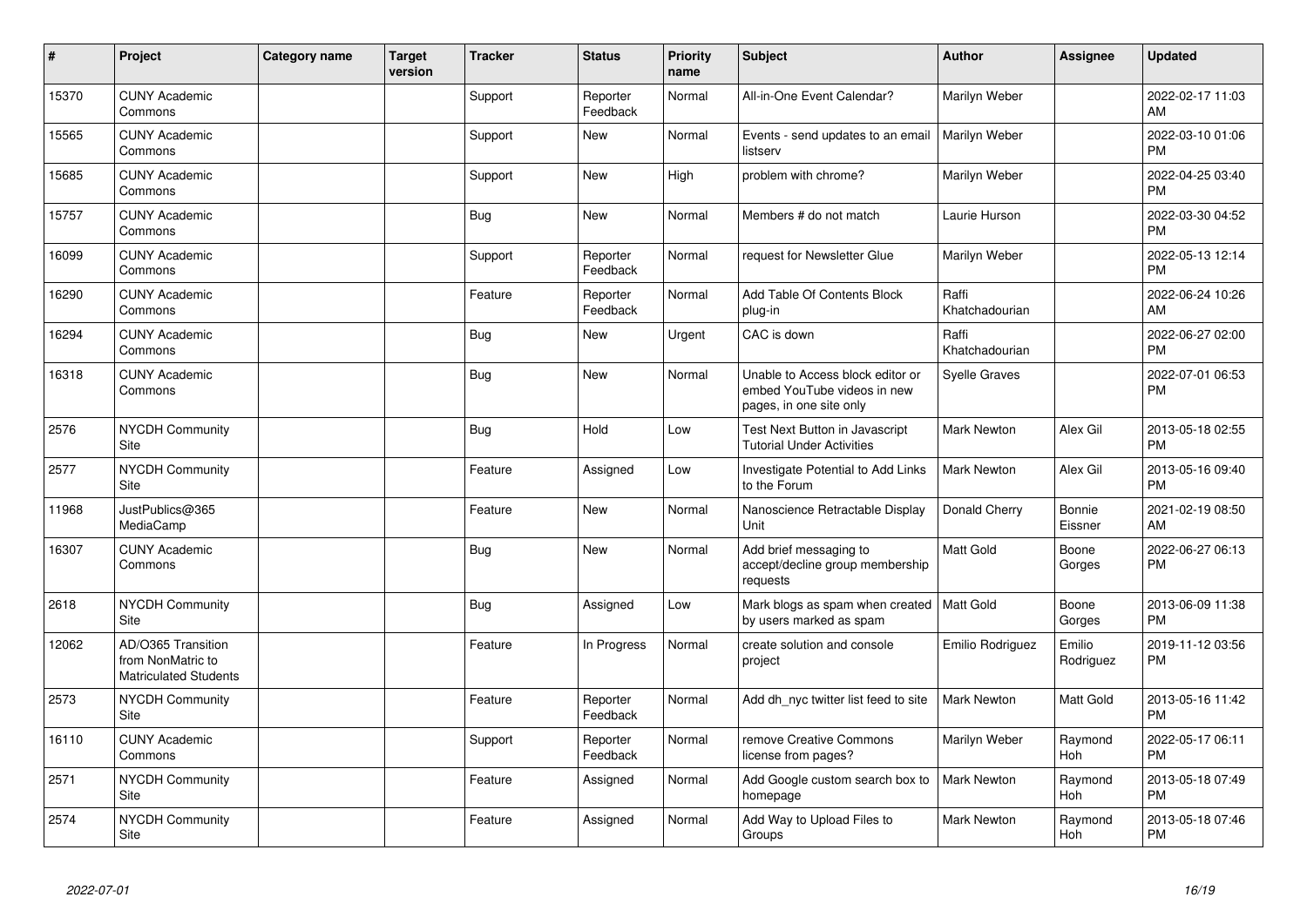| # | Project | Category name | Target version | Tracker | Status | Priority name | Subject | Author | Assignee | Updated |
|---|---|---|---|---|---|---|---|---|---|---|
| 15370 | CUNY Academic Commons | | | Support | Reporter Feedback | Normal | All-in-One Event Calendar? | Marilyn Weber | | 2022-02-17 11:03 AM |
| 15565 | CUNY Academic Commons | | | Support | New | Normal | Events - send updates to an email listserv | Marilyn Weber | | 2022-03-10 01:06 PM |
| 15685 | CUNY Academic Commons | | | Support | New | High | problem with chrome? | Marilyn Weber | | 2022-04-25 03:40 PM |
| 15757 | CUNY Academic Commons | | | Bug | New | Normal | Members # do not match | Laurie Hurson | | 2022-03-30 04:52 PM |
| 16099 | CUNY Academic Commons | | | Support | Reporter Feedback | Normal | request for Newsletter Glue | Marilyn Weber | | 2022-05-13 12:14 PM |
| 16290 | CUNY Academic Commons | | | Feature | Reporter Feedback | Normal | Add Table Of Contents Block plug-in | Raffi Khatchadourian | | 2022-06-24 10:26 AM |
| 16294 | CUNY Academic Commons | | | Bug | New | Urgent | CAC is down | Raffi Khatchadourian | | 2022-06-27 02:00 PM |
| 16318 | CUNY Academic Commons | | | Bug | New | Normal | Unable to Access block editor or embed YouTube videos in new pages, in one site only | Syelle Graves | | 2022-07-01 06:53 PM |
| 2576 | NYCDH Community Site | | | Bug | Hold | Low | Test Next Button in Javascript Tutorial Under Activities | Mark Newton | Alex Gil | 2013-05-18 02:55 PM |
| 2577 | NYCDH Community Site | | | Feature | Assigned | Low | Investigate Potential to Add Links to the Forum | Mark Newton | Alex Gil | 2013-05-16 09:40 PM |
| 11968 | JustPublics@365 MediaCamp | | | Feature | New | Normal | Nanoscience Retractable Display Unit | Donald Cherry | Bonnie Eissner | 2021-02-19 08:50 AM |
| 16307 | CUNY Academic Commons | | | Bug | New | Normal | Add brief messaging to accept/decline group membership requests | Matt Gold | Boone Gorges | 2022-06-27 06:13 PM |
| 2618 | NYCDH Community Site | | | Bug | Assigned | Low | Mark blogs as spam when created by users marked as spam | Matt Gold | Boone Gorges | 2013-06-09 11:38 PM |
| 12062 | AD/O365 Transition from NonMatric to Matriculated Students | | | Feature | In Progress | Normal | create solution and console project | Emilio Rodriguez | Emilio Rodriguez | 2019-11-12 03:56 PM |
| 2573 | NYCDH Community Site | | | Feature | Reporter Feedback | Normal | Add dh_nyc twitter list feed to site | Mark Newton | Matt Gold | 2013-05-16 11:42 PM |
| 16110 | CUNY Academic Commons | | | Support | Reporter Feedback | Normal | remove Creative Commons license from pages? | Marilyn Weber | Raymond Hoh | 2022-05-17 06:11 PM |
| 2571 | NYCDH Community Site | | | Feature | Assigned | Normal | Add Google custom search box to homepage | Mark Newton | Raymond Hoh | 2013-05-18 07:49 PM |
| 2574 | NYCDH Community Site | | | Feature | Assigned | Normal | Add Way to Upload Files to Groups | Mark Newton | Raymond Hoh | 2013-05-18 07:46 PM |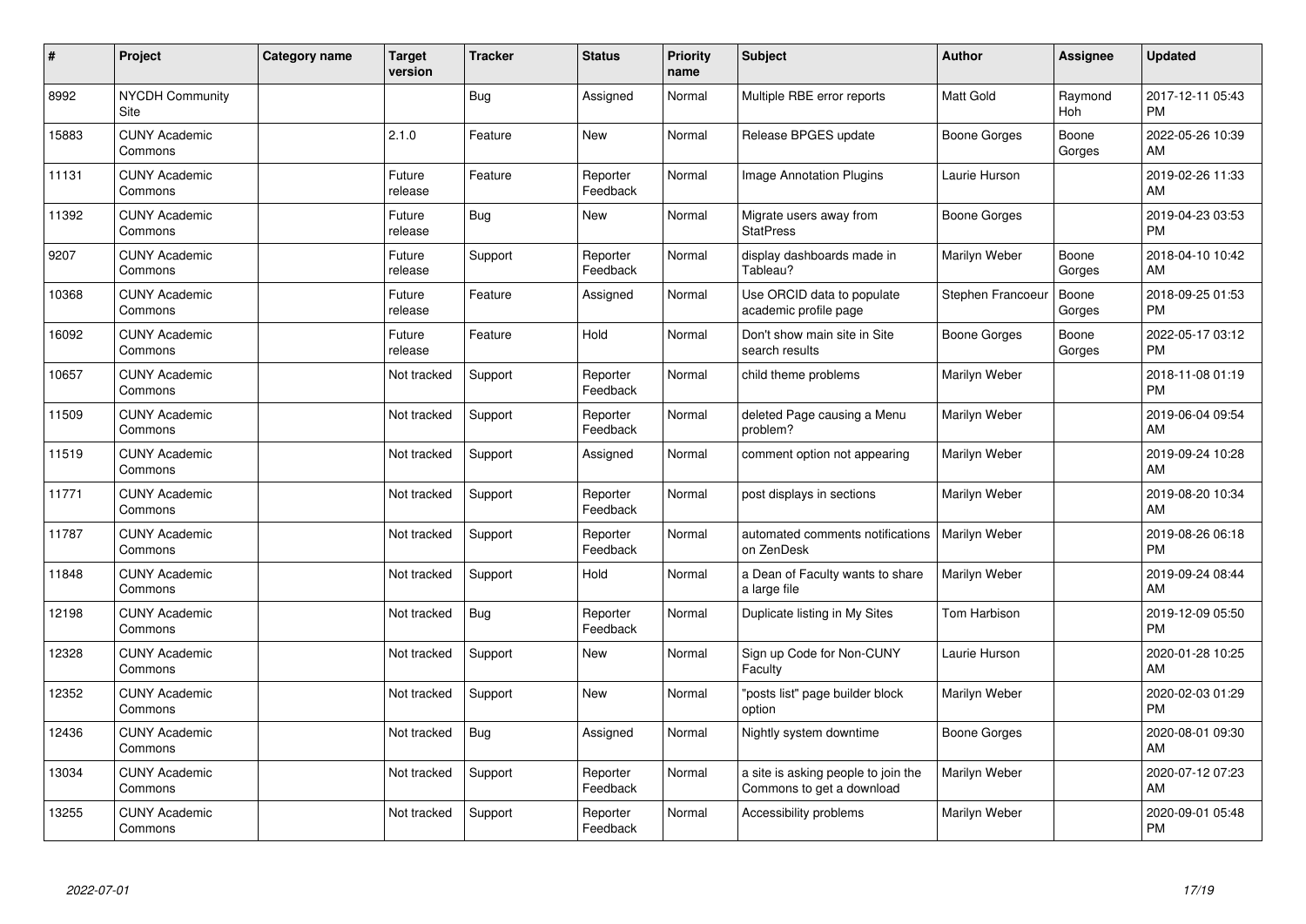| # | Project | Category name | Target version | Tracker | Status | Priority name | Subject | Author | Assignee | Updated |
|---|---|---|---|---|---|---|---|---|---|---|
| 8992 | NYCDH Community Site | | | Bug | Assigned | Normal | Multiple RBE error reports | Matt Gold | Raymond Hoh | 2017-12-11 05:43 PM |
| 15883 | CUNY Academic Commons | | 2.1.0 | Feature | New | Normal | Release BPGES update | Boone Gorges | Boone Gorges | 2022-05-26 10:39 AM |
| 11131 | CUNY Academic Commons | | Future release | Feature | Reporter Feedback | Normal | Image Annotation Plugins | Laurie Hurson | | 2019-02-26 11:33 AM |
| 11392 | CUNY Academic Commons | | Future release | Bug | New | Normal | Migrate users away from StatPress | Boone Gorges | | 2019-04-23 03:53 PM |
| 9207 | CUNY Academic Commons | | Future release | Support | Reporter Feedback | Normal | display dashboards made in Tableau? | Marilyn Weber | Boone Gorges | 2018-04-10 10:42 AM |
| 10368 | CUNY Academic Commons | | Future release | Feature | Assigned | Normal | Use ORCID data to populate academic profile page | Stephen Francoeur | Boone Gorges | 2018-09-25 01:53 PM |
| 16092 | CUNY Academic Commons | | Future release | Feature | Hold | Normal | Don't show main site in Site search results | Boone Gorges | Boone Gorges | 2022-05-17 03:12 PM |
| 10657 | CUNY Academic Commons | | Not tracked | Support | Reporter Feedback | Normal | child theme problems | Marilyn Weber | | 2018-11-08 01:19 PM |
| 11509 | CUNY Academic Commons | | Not tracked | Support | Reporter Feedback | Normal | deleted Page causing a Menu problem? | Marilyn Weber | | 2019-06-04 09:54 AM |
| 11519 | CUNY Academic Commons | | Not tracked | Support | Assigned | Normal | comment option not appearing | Marilyn Weber | | 2019-09-24 10:28 AM |
| 11771 | CUNY Academic Commons | | Not tracked | Support | Reporter Feedback | Normal | post displays in sections | Marilyn Weber | | 2019-08-20 10:34 AM |
| 11787 | CUNY Academic Commons | | Not tracked | Support | Reporter Feedback | Normal | automated comments notifications on ZenDesk | Marilyn Weber | | 2019-08-26 06:18 PM |
| 11848 | CUNY Academic Commons | | Not tracked | Support | Hold | Normal | a Dean of Faculty wants to share a large file | Marilyn Weber | | 2019-09-24 08:44 AM |
| 12198 | CUNY Academic Commons | | Not tracked | Bug | Reporter Feedback | Normal | Duplicate listing in My Sites | Tom Harbison | | 2019-12-09 05:50 PM |
| 12328 | CUNY Academic Commons | | Not tracked | Support | New | Normal | Sign up Code for Non-CUNY Faculty | Laurie Hurson | | 2020-01-28 10:25 AM |
| 12352 | CUNY Academic Commons | | Not tracked | Support | New | Normal | "posts list" page builder block option | Marilyn Weber | | 2020-02-03 01:29 PM |
| 12436 | CUNY Academic Commons | | Not tracked | Bug | Assigned | Normal | Nightly system downtime | Boone Gorges | | 2020-08-01 09:30 AM |
| 13034 | CUNY Academic Commons | | Not tracked | Support | Reporter Feedback | Normal | a site is asking people to join the Commons to get a download | Marilyn Weber | | 2020-07-12 07:23 AM |
| 13255 | CUNY Academic Commons | | Not tracked | Support | Reporter Feedback | Normal | Accessibility problems | Marilyn Weber | | 2020-09-01 05:48 PM |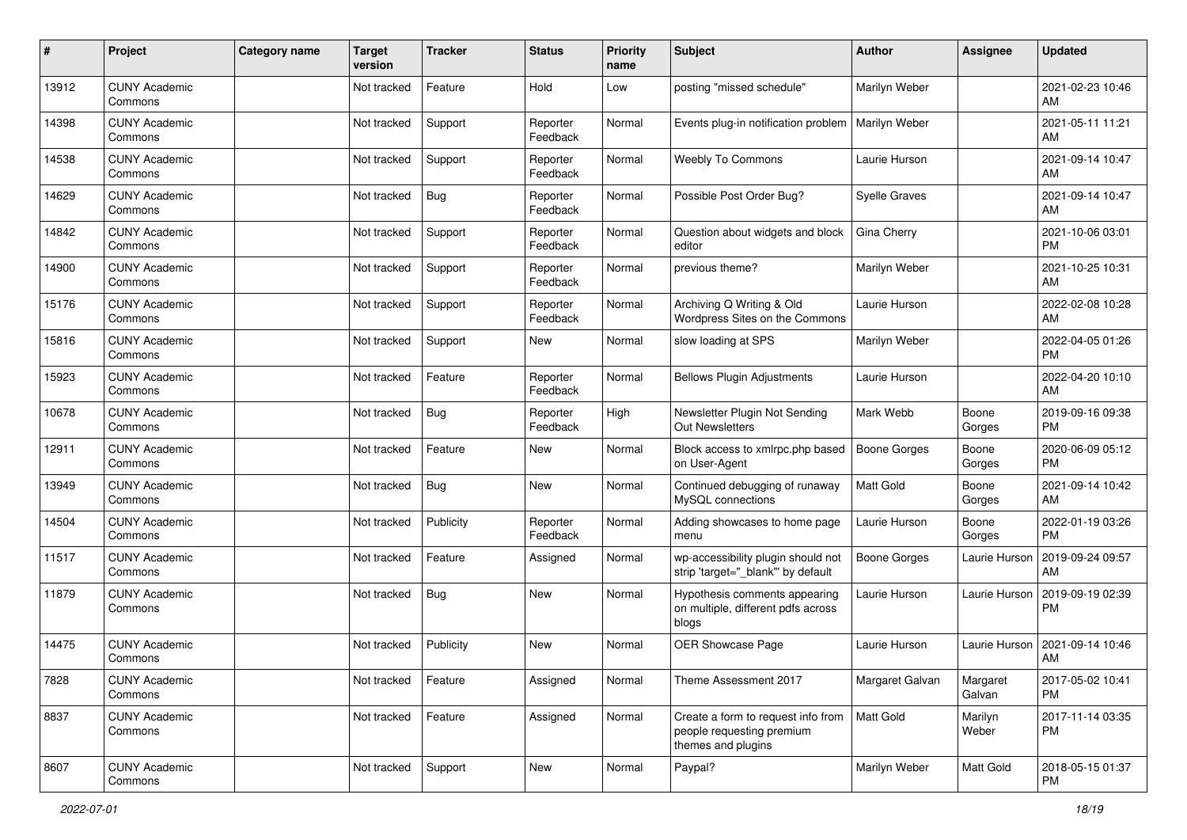| # | Project | Category name | Target version | Tracker | Status | Priority name | Subject | Author | Assignee | Updated |
|---|---|---|---|---|---|---|---|---|---|---|
| 13912 | CUNY Academic Commons | | Not tracked | Feature | Hold | Low | posting "missed schedule" | Marilyn Weber | | 2021-02-23 10:46 AM |
| 14398 | CUNY Academic Commons | | Not tracked | Support | Reporter Feedback | Normal | Events plug-in notification problem | Marilyn Weber | | 2021-05-11 11:21 AM |
| 14538 | CUNY Academic Commons | | Not tracked | Support | Reporter Feedback | Normal | Weebly To Commons | Laurie Hurson | | 2021-09-14 10:47 AM |
| 14629 | CUNY Academic Commons | | Not tracked | Bug | Reporter Feedback | Normal | Possible Post Order Bug? | Syelle Graves | | 2021-09-14 10:47 AM |
| 14842 | CUNY Academic Commons | | Not tracked | Support | Reporter Feedback | Normal | Question about widgets and block editor | Gina Cherry | | 2021-10-06 03:01 PM |
| 14900 | CUNY Academic Commons | | Not tracked | Support | Reporter Feedback | Normal | previous theme? | Marilyn Weber | | 2021-10-25 10:31 AM |
| 15176 | CUNY Academic Commons | | Not tracked | Support | Reporter Feedback | Normal | Archiving Q Writing & Old Wordpress Sites on the Commons | Laurie Hurson | | 2022-02-08 10:28 AM |
| 15816 | CUNY Academic Commons | | Not tracked | Support | New | Normal | slow loading at SPS | Marilyn Weber | | 2022-04-05 01:26 PM |
| 15923 | CUNY Academic Commons | | Not tracked | Feature | Reporter Feedback | Normal | Bellows Plugin Adjustments | Laurie Hurson | | 2022-04-20 10:10 AM |
| 10678 | CUNY Academic Commons | | Not tracked | Bug | Reporter Feedback | High | Newsletter Plugin Not Sending Out Newsletters | Mark Webb | Boone Gorges | 2019-09-16 09:38 PM |
| 12911 | CUNY Academic Commons | | Not tracked | Feature | New | Normal | Block access to xmlrpc.php based on User-Agent | Boone Gorges | Boone Gorges | 2020-06-09 05:12 PM |
| 13949 | CUNY Academic Commons | | Not tracked | Bug | New | Normal | Continued debugging of runaway MySQL connections | Matt Gold | Boone Gorges | 2021-09-14 10:42 AM |
| 14504 | CUNY Academic Commons | | Not tracked | Publicity | Reporter Feedback | Normal | Adding showcases to home page menu | Laurie Hurson | Boone Gorges | 2022-01-19 03:26 PM |
| 11517 | CUNY Academic Commons | | Not tracked | Feature | Assigned | Normal | wp-accessibility plugin should not strip 'target="_blank"' by default | Boone Gorges | Laurie Hurson | 2019-09-24 09:57 AM |
| 11879 | CUNY Academic Commons | | Not tracked | Bug | New | Normal | Hypothesis comments appearing on multiple, different pdfs across blogs | Laurie Hurson | Laurie Hurson | 2019-09-19 02:39 PM |
| 14475 | CUNY Academic Commons | | Not tracked | Publicity | New | Normal | OER Showcase Page | Laurie Hurson | Laurie Hurson | 2021-09-14 10:46 AM |
| 7828 | CUNY Academic Commons | | Not tracked | Feature | Assigned | Normal | Theme Assessment 2017 | Margaret Galvan | Margaret Galvan | 2017-05-02 10:41 PM |
| 8837 | CUNY Academic Commons | | Not tracked | Feature | Assigned | Normal | Create a form to request info from people requesting premium themes and plugins | Matt Gold | Marilyn Weber | 2017-11-14 03:35 PM |
| 8607 | CUNY Academic Commons | | Not tracked | Support | New | Normal | Paypal? | Marilyn Weber | Matt Gold | 2018-05-15 01:37 PM |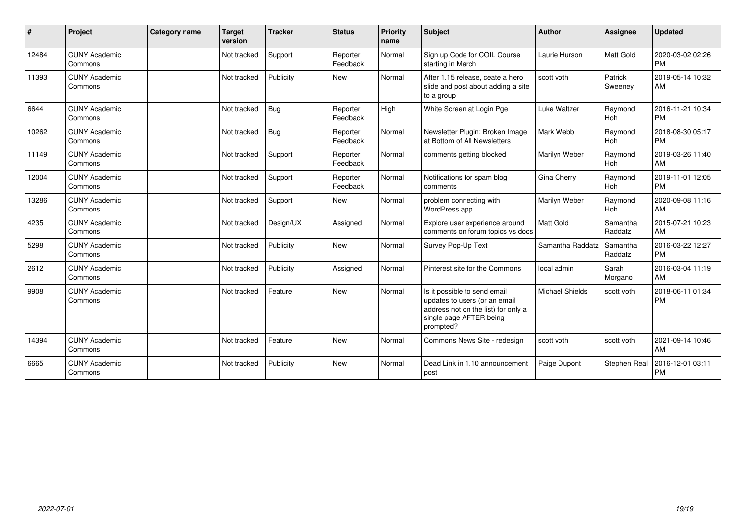| # | Project | Category name | Target version | Tracker | Status | Priority name | Subject | Author | Assignee | Updated |
|---|---|---|---|---|---|---|---|---|---|---|
| 12484 | CUNY Academic Commons | | Not tracked | Support | Reporter Feedback | Normal | Sign up Code for COIL Course starting in March | Laurie Hurson | Matt Gold | 2020-03-02 02:26 PM |
| 11393 | CUNY Academic Commons | | Not tracked | Publicity | New | Normal | After 1.15 release, ceate a hero slide and post about adding a site to a group | scott voth | Patrick Sweeney | 2019-05-14 10:32 AM |
| 6644 | CUNY Academic Commons | | Not tracked | Bug | Reporter Feedback | High | White Screen at Login Pge | Luke Waltzer | Raymond Hoh | 2016-11-21 10:34 PM |
| 10262 | CUNY Academic Commons | | Not tracked | Bug | Reporter Feedback | Normal | Newsletter Plugin: Broken Image at Bottom of All Newsletters | Mark Webb | Raymond Hoh | 2018-08-30 05:17 PM |
| 11149 | CUNY Academic Commons | | Not tracked | Support | Reporter Feedback | Normal | comments getting blocked | Marilyn Weber | Raymond Hoh | 2019-03-26 11:40 AM |
| 12004 | CUNY Academic Commons | | Not tracked | Support | Reporter Feedback | Normal | Notifications for spam blog comments | Gina Cherry | Raymond Hoh | 2019-11-01 12:05 PM |
| 13286 | CUNY Academic Commons | | Not tracked | Support | New | Normal | problem connecting with WordPress app | Marilyn Weber | Raymond Hoh | 2020-09-08 11:16 AM |
| 4235 | CUNY Academic Commons | | Not tracked | Design/UX | Assigned | Normal | Explore user experience around comments on forum topics vs docs | Matt Gold | Samantha Raddatz | 2015-07-21 10:23 AM |
| 5298 | CUNY Academic Commons | | Not tracked | Publicity | New | Normal | Survey Pop-Up Text | Samantha Raddatz | Samantha Raddatz | 2016-03-22 12:27 PM |
| 2612 | CUNY Academic Commons | | Not tracked | Publicity | Assigned | Normal | Pinterest site for the Commons | local admin | Sarah Morgano | 2016-03-04 11:19 AM |
| 9908 | CUNY Academic Commons | | Not tracked | Feature | New | Normal | Is it possible to send email updates to users (or an email address not on the list) for only a single page AFTER being prompted? | Michael Shields | scott voth | 2018-06-11 01:34 PM |
| 14394 | CUNY Academic Commons | | Not tracked | Feature | New | Normal | Commons News Site - redesign | scott voth | scott voth | 2021-09-14 10:46 AM |
| 6665 | CUNY Academic Commons | | Not tracked | Publicity | New | Normal | Dead Link in 1.10 announcement post | Paige Dupont | Stephen Real | 2016-12-01 03:11 PM |